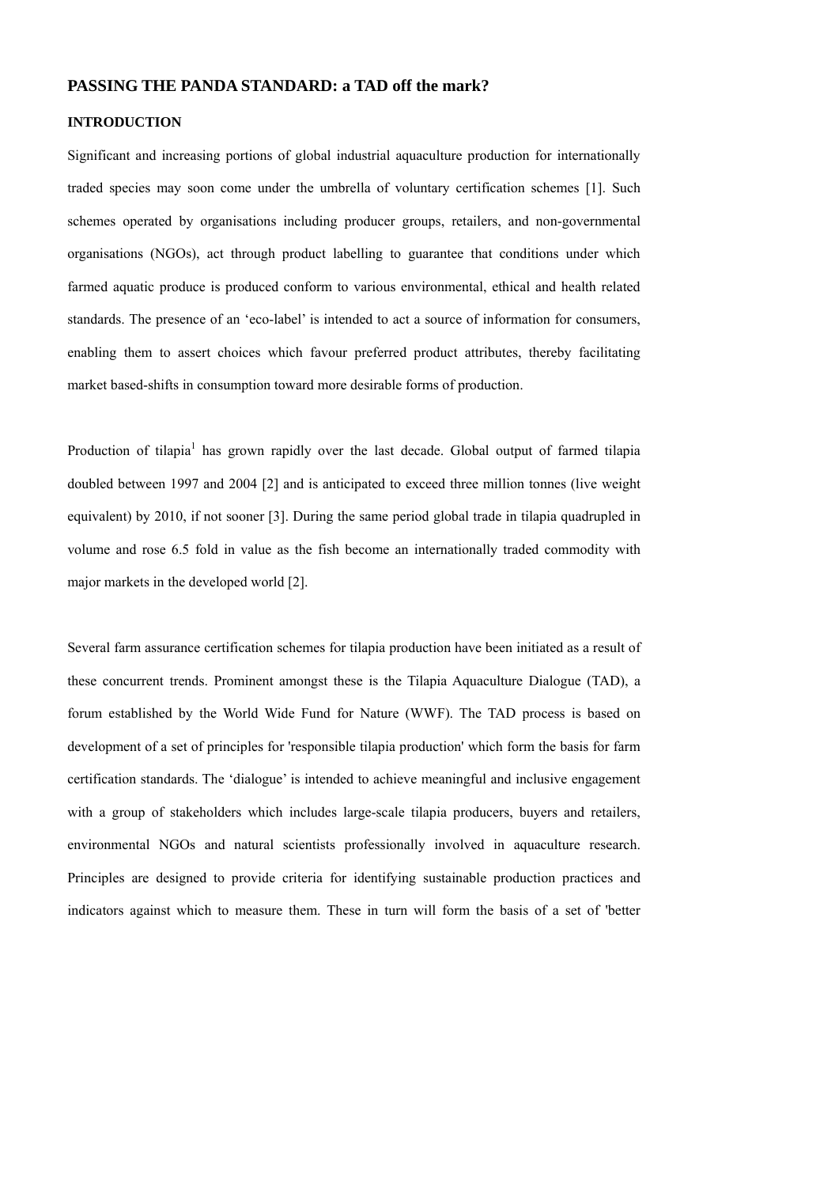# PASSING THE PANDA STANDARD: a TAD off the mark?

## INTRODUCTION

Significant and increasing portions of global industrial aquaculture production for internationally traded species may soon come under the umbrella of voluntary certification schemes [1]. Such schemes operated by organisations including producer groups, retailers, and non-governmental organisations (NGOs), act through product labelling to guarantee that conditions under which farmed aquatic produce is produced conform to various environmental, ethical and health related standards. The presence of an 'eco-label' is intended to act a source of information for consumers, enabling them to assert choices which favour preferred product attributes, thereby facilitating market based-shifts in consumption toward more desirable forms of production.

Production of tilapia[1] has grown rapidly over the last decade. Global output of farmed tilapia doubled between 1997 and 2004 [2] and is anticipated to exceed three million tonnes (live weight equivalent) by 2010, if not sooner [3]. During the same period global trade in tilapia quadrupled in volume and rose 6.5 fold in value as the fish become an internationally traded commodity with major markets in the developed world [2].

Several farm assurance certification schemes for tilapia production have been initiated as a result of these concurrent trends. Prominent amongst these is the Tilapia Aquaculture Dialogue (TAD), a forum established by the World Wide Fund for Nature (WWF). The TAD process is based on development of a set of principles for 'responsible tilapia production' which form the basis for farm certification standards. The 'dialogue' is intended to achieve meaningful and inclusive engagement with a group of stakeholders which includes large-scale tilapia producers, buyers and retailers, environmental NGOs and natural scientists professionally involved in aquaculture research. Principles are designed to provide criteria for identifying sustainable production practices and indicators against which to measure them. These in turn will form the basis of a set of 'better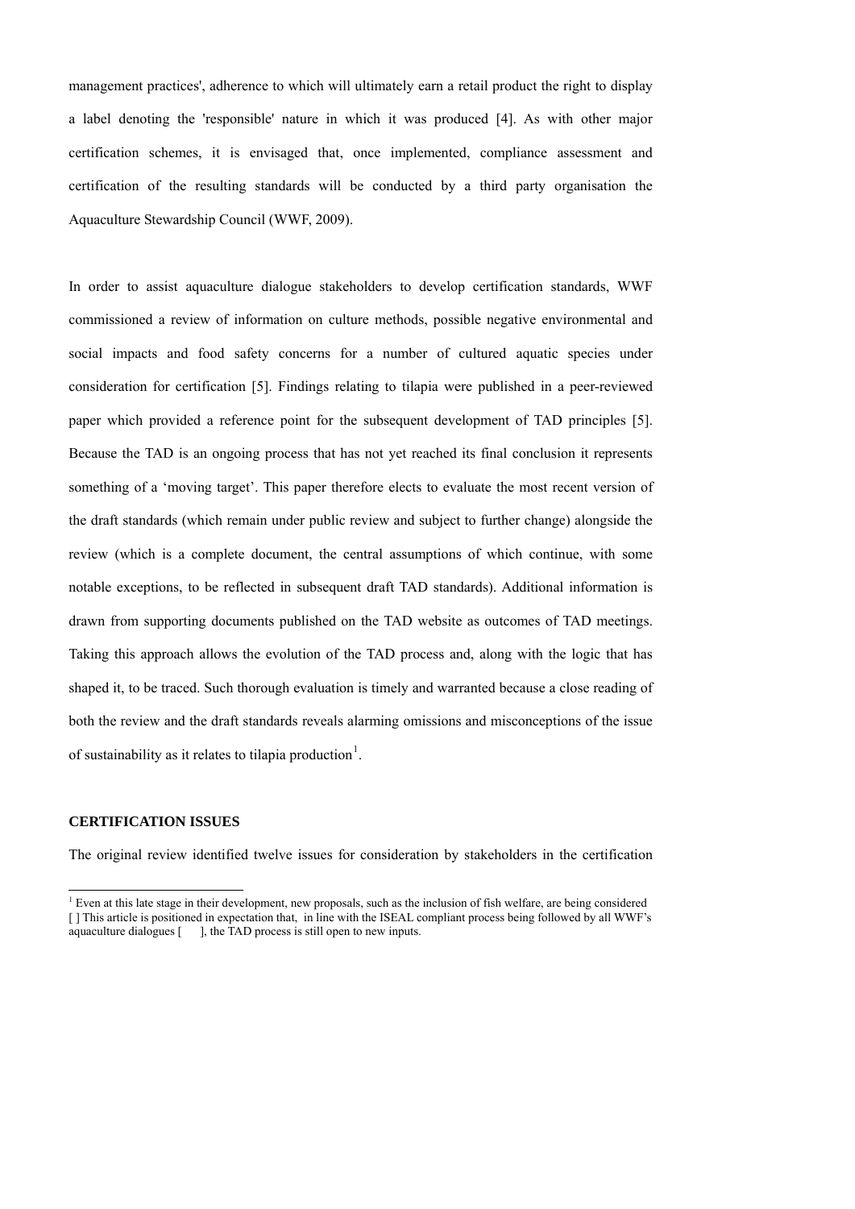management practices', adherence to which will ultimately earn a retail product the right to display a label denoting the 'responsible' nature in which it was produced [4]. As with other major certification schemes, it is envisaged that, once implemented, compliance assessment and certification of the resulting standards will be conducted by a third party organisation the Aquaculture Stewardship Council (WWF, 2009).

In order to assist aquaculture dialogue stakeholders to develop certification standards, WWF commissioned a review of information on culture methods, possible negative environmental and social impacts and food safety concerns for a number of cultured aquatic species under consideration for certification [5]. Findings relating to tilapia were published in a peer-reviewed paper which provided a reference point for the subsequent development of TAD principles [5]. Because the TAD is an ongoing process that has not yet reached its final conclusion it represents something of a 'moving target'. This paper therefore elects to evaluate the most recent version of the draft standards (which remain under public review and subject to further change) alongside the review (which is a complete document, the central assumptions of which continue, with some notable exceptions, to be reflected in subsequent draft TAD standards). Additional information is drawn from supporting documents published on the TAD website as outcomes of TAD meetings. Taking this approach allows the evolution of the TAD process and, along with the logic that has shaped it, to be traced. Such thorough evaluation is timely and warranted because a close reading of both the review and the draft standards reveals alarming omissions and misconceptions of the issue of sustainability as it relates to tilapia production[1].

**CERTIFICATION ISSUES**

The original review identified twelve issues for consideration by stakeholders in the certification

[1] Even at this late stage in their development, new proposals, such as the inclusion of fish welfare, are being considered [ ] This article is positioned in expectation that, in line with the ISEAL compliant process being followed by all WWF's aquaculture dialogues [ ], the TAD process is still open to new inputs.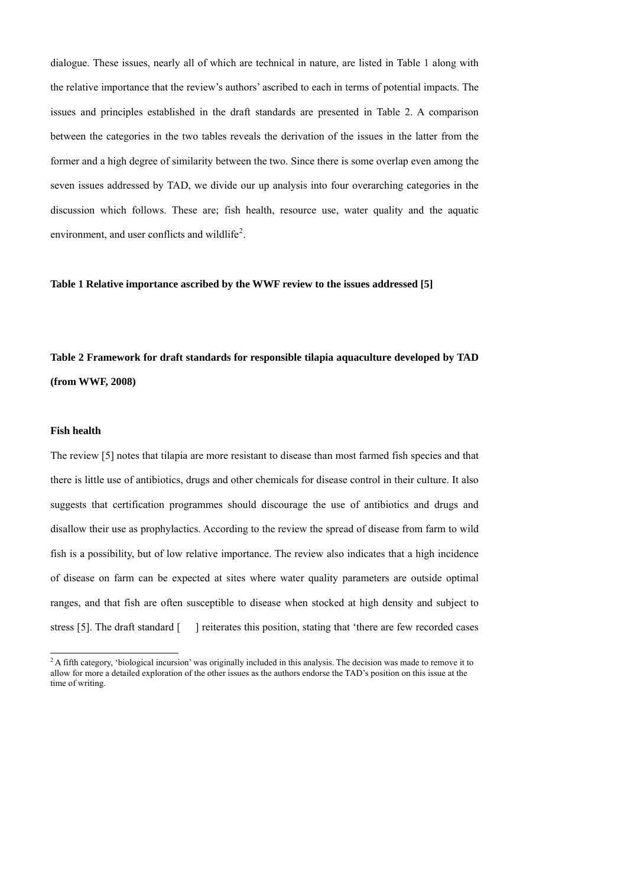dialogue. These issues, nearly all of which are technical in nature, are listed in Table 1 along with the relative importance that the review's authors' ascribed to each in terms of potential impacts. The issues and principles established in the draft standards are presented in Table 2. A comparison between the categories in the two tables reveals the derivation of the issues in the latter from the former and a high degree of similarity between the two. Since there is some overlap even among the seven issues addressed by TAD, we divide our up analysis into four overarching categories in the discussion which follows. These are; fish health, resource use, water quality and the aquatic environment, and user conflicts and wildlife[2].

**Table 1 Relative importance ascribed by the WWF review to the issues addressed [5]**

**Table 2 Framework for draft standards for responsible tilapia aquaculture developed by TAD (from WWF, 2008)**

**Fish health**

The review [5] notes that tilapia are more resistant to disease than most farmed fish species and that there is little use of antibiotics, drugs and other chemicals for disease control in their culture. It also suggests that certification programmes should discourage the use of antibiotics and drugs and disallow their use as prophylactics. According to the review the spread of disease from farm to wild fish is a possibility, but of low relative importance. The review also indicates that a high incidence of disease on farm can be expected at sites where water quality parameters are outside optimal ranges, and that fish are often susceptible to disease when stocked at high density and subject to stress [5]. The draft standard [     ] reiterates this position, stating that 'there are few recorded cases

[2] A fifth category, 'biological incursion' was originally included in this analysis. The decision was made to remove it to allow for more a detailed exploration of the other issues as the authors endorse the TAD's position on this issue at the time of writing.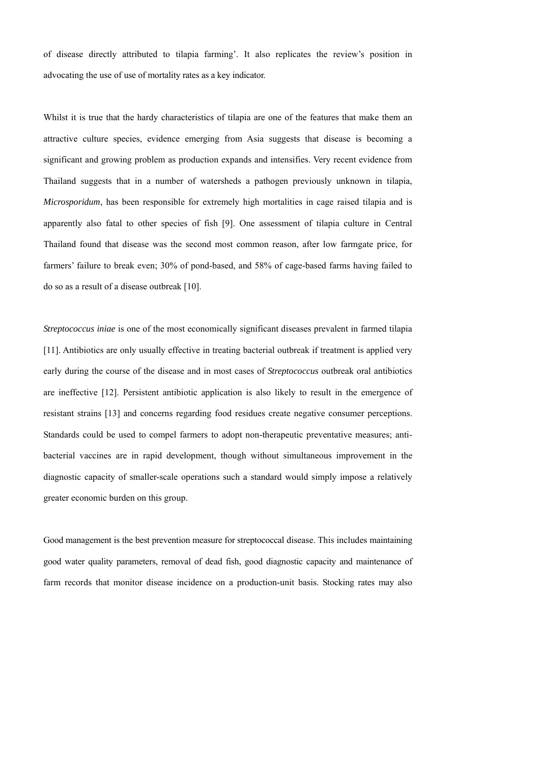of disease directly attributed to tilapia farming'. It also replicates the review's position in advocating the use of use of mortality rates as a key indicator.

Whilst it is true that the hardy characteristics of tilapia are one of the features that make them an attractive culture species, evidence emerging from Asia suggests that disease is becoming a significant and growing problem as production expands and intensifies. Very recent evidence from Thailand suggests that in a number of watersheds a pathogen previously unknown in tilapia, *Microsporidum*, has been responsible for extremely high mortalities in cage raised tilapia and is apparently also fatal to other species of fish [9]. One assessment of tilapia culture in Central Thailand found that disease was the second most common reason, after low farmgate price, for farmers' failure to break even; 30% of pond-based, and 58% of cage-based farms having failed to do so as a result of a disease outbreak [10].

*Streptococcus iniae* is one of the most economically significant diseases prevalent in farmed tilapia [11]. Antibiotics are only usually effective in treating bacterial outbreak if treatment is applied very early during the course of the disease and in most cases of *Streptococcus* outbreak oral antibiotics are ineffective [12]. Persistent antibiotic application is also likely to result in the emergence of resistant strains [13] and concerns regarding food residues create negative consumer perceptions. Standards could be used to compel farmers to adopt non-therapeutic preventative measures; anti-bacterial vaccines are in rapid development, though without simultaneous improvement in the diagnostic capacity of smaller-scale operations such a standard would simply impose a relatively greater economic burden on this group.

Good management is the best prevention measure for streptococcal disease. This includes maintaining good water quality parameters, removal of dead fish, good diagnostic capacity and maintenance of farm records that monitor disease incidence on a production-unit basis. Stocking rates may also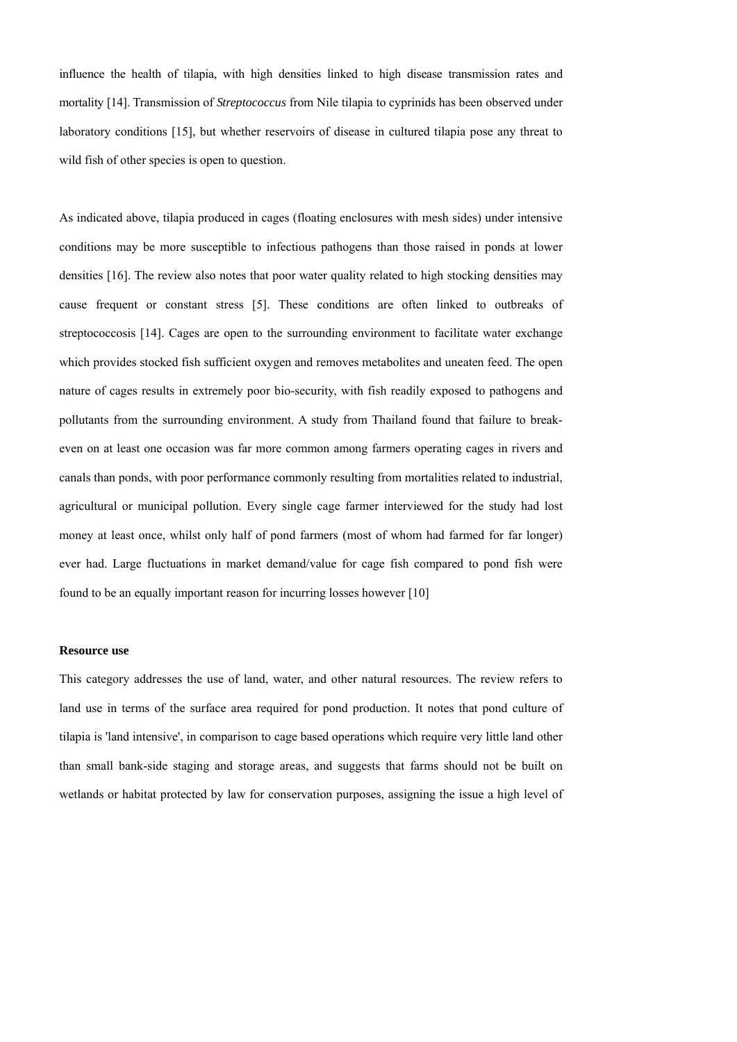influence the health of tilapia, with high densities linked to high disease transmission rates and mortality [14]. Transmission of *Streptococcus* from Nile tilapia to cyprinids has been observed under laboratory conditions [15], but whether reservoirs of disease in cultured tilapia pose any threat to wild fish of other species is open to question.

As indicated above, tilapia produced in cages (floating enclosures with mesh sides) under intensive conditions may be more susceptible to infectious pathogens than those raised in ponds at lower densities [16]. The review also notes that poor water quality related to high stocking densities may cause frequent or constant stress [5]. These conditions are often linked to outbreaks of streptococcosis [14]. Cages are open to the surrounding environment to facilitate water exchange which provides stocked fish sufficient oxygen and removes metabolites and uneaten feed. The open nature of cages results in extremely poor bio-security, with fish readily exposed to pathogens and pollutants from the surrounding environment. A study from Thailand found that failure to break-even on at least one occasion was far more common among farmers operating cages in rivers and canals than ponds, with poor performance commonly resulting from mortalities related to industrial, agricultural or municipal pollution. Every single cage farmer interviewed for the study had lost money at least once, whilst only half of pond farmers (most of whom had farmed for far longer) ever had. Large fluctuations in market demand/value for cage fish compared to pond fish were found to be an equally important reason for incurring losses however [10]

**Resource use**

This category addresses the use of land, water, and other natural resources. The review refers to land use in terms of the surface area required for pond production. It notes that pond culture of tilapia is 'land intensive', in comparison to cage based operations which require very little land other than small bank-side staging and storage areas, and suggests that farms should not be built on wetlands or habitat protected by law for conservation purposes, assigning the issue a high level of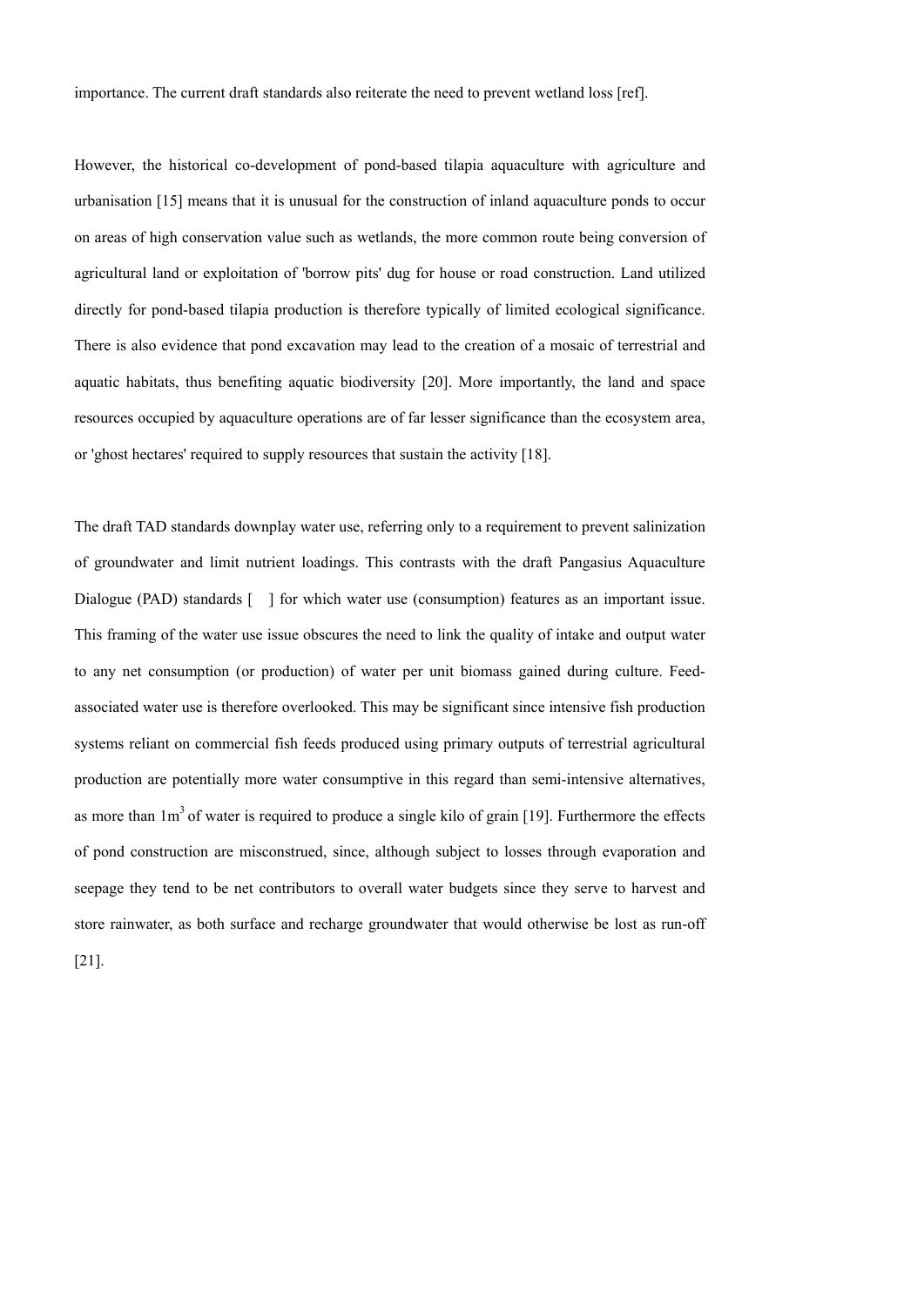importance. The current draft standards also reiterate the need to prevent wetland loss [ref].

However, the historical co-development of pond-based tilapia aquaculture with agriculture and urbanisation [15] means that it is unusual for the construction of inland aquaculture ponds to occur on areas of high conservation value such as wetlands, the more common route being conversion of agricultural land or exploitation of 'borrow pits' dug for house or road construction. Land utilized directly for pond-based tilapia production is therefore typically of limited ecological significance. There is also evidence that pond excavation may lead to the creation of a mosaic of terrestrial and aquatic habitats, thus benefiting aquatic biodiversity [20]. More importantly, the land and space resources occupied by aquaculture operations are of far lesser significance than the ecosystem area, or 'ghost hectares' required to supply resources that sustain the activity [18].

The draft TAD standards downplay water use, referring only to a requirement to prevent salinization of groundwater and limit nutrient loadings. This contrasts with the draft Pangasius Aquaculture Dialogue (PAD) standards [ ] for which water use (consumption) features as an important issue. This framing of the water use issue obscures the need to link the quality of intake and output water to any net consumption (or production) of water per unit biomass gained during culture. Feed-associated water use is therefore overlooked. This may be significant since intensive fish production systems reliant on commercial fish feeds produced using primary outputs of terrestrial agricultural production are potentially more water consumptive in this regard than semi-intensive alternatives, as more than $1m^3$ of water is required to produce a single kilo of grain [19]. Furthermore the effects of pond construction are misconstrued, since, although subject to losses through evaporation and seepage they tend to be net contributors to overall water budgets since they serve to harvest and store rainwater, as both surface and recharge groundwater that would otherwise be lost as run-off [21].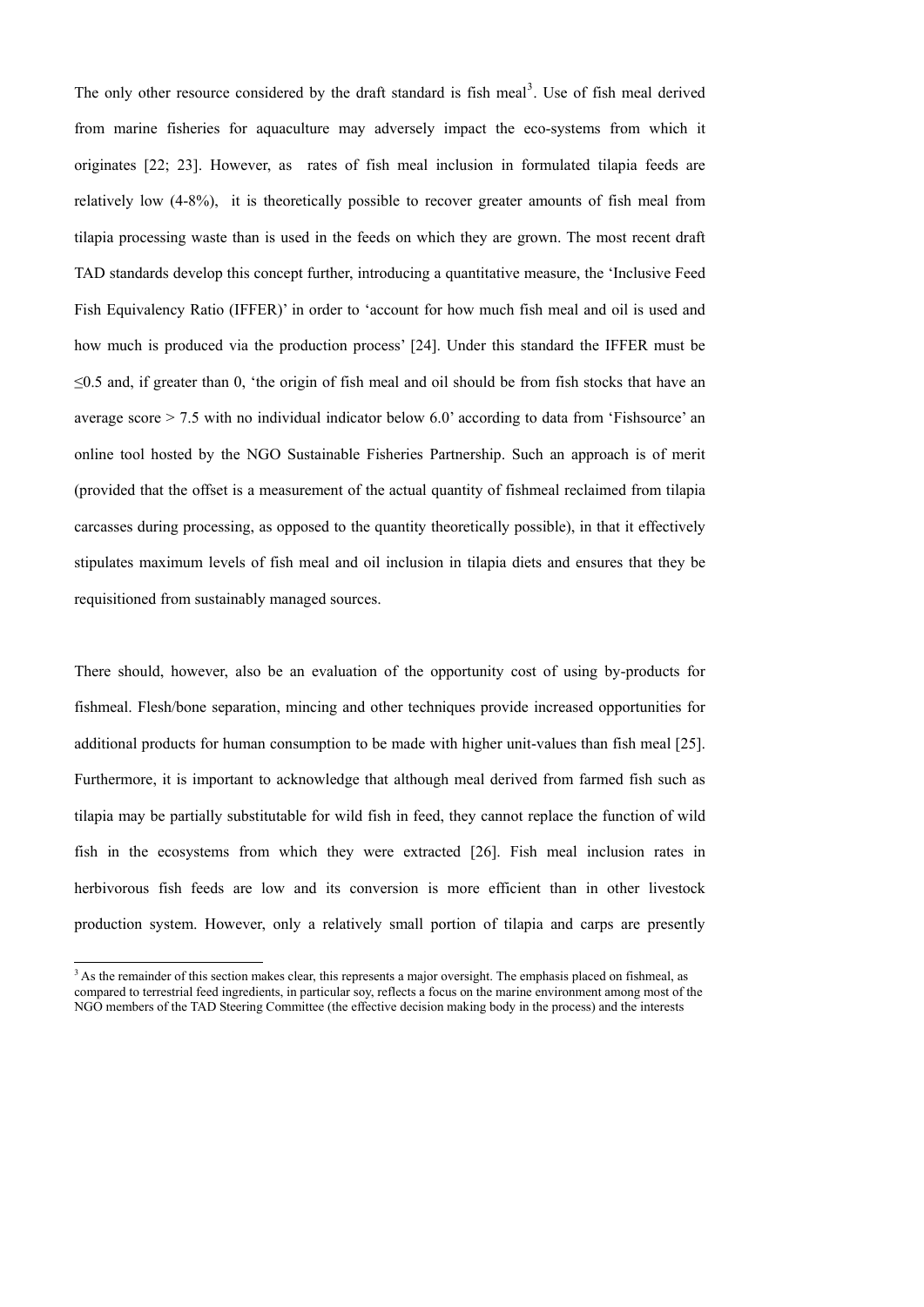The only other resource considered by the draft standard is fish meal[3]. Use of fish meal derived from marine fisheries for aquaculture may adversely impact the eco-systems from which it originates [22; 23]. However, as rates of fish meal inclusion in formulated tilapia feeds are relatively low (4-8%), it is theoretically possible to recover greater amounts of fish meal from tilapia processing waste than is used in the feeds on which they are grown. The most recent draft TAD standards develop this concept further, introducing a quantitative measure, the 'Inclusive Feed Fish Equivalency Ratio (IFFER)' in order to 'account for how much fish meal and oil is used and how much is produced via the production process' [24]. Under this standard the IFFER must be ≤0.5 and, if greater than 0, 'the origin of fish meal and oil should be from fish stocks that have an average score > 7.5 with no individual indicator below 6.0' according to data from 'Fishsource' an online tool hosted by the NGO Sustainable Fisheries Partnership. Such an approach is of merit (provided that the offset is a measurement of the actual quantity of fishmeal reclaimed from tilapia carcasses during processing, as opposed to the quantity theoretically possible), in that it effectively stipulates maximum levels of fish meal and oil inclusion in tilapia diets and ensures that they be requisitioned from sustainably managed sources.

There should, however, also be an evaluation of the opportunity cost of using by-products for fishmeal. Flesh/bone separation, mincing and other techniques provide increased opportunities for additional products for human consumption to be made with higher unit-values than fish meal [25]. Furthermore, it is important to acknowledge that although meal derived from farmed fish such as tilapia may be partially substitutable for wild fish in feed, they cannot replace the function of wild fish in the ecosystems from which they were extracted [26]. Fish meal inclusion rates in herbivorous fish feeds are low and its conversion is more efficient than in other livestock production system. However, only a relatively small portion of tilapia and carps are presently

[3] As the remainder of this section makes clear, this represents a major oversight. The emphasis placed on fishmeal, as compared to terrestrial feed ingredients, in particular soy, reflects a focus on the marine environment among most of the NGO members of the TAD Steering Committee (the effective decision making body in the process) and the interests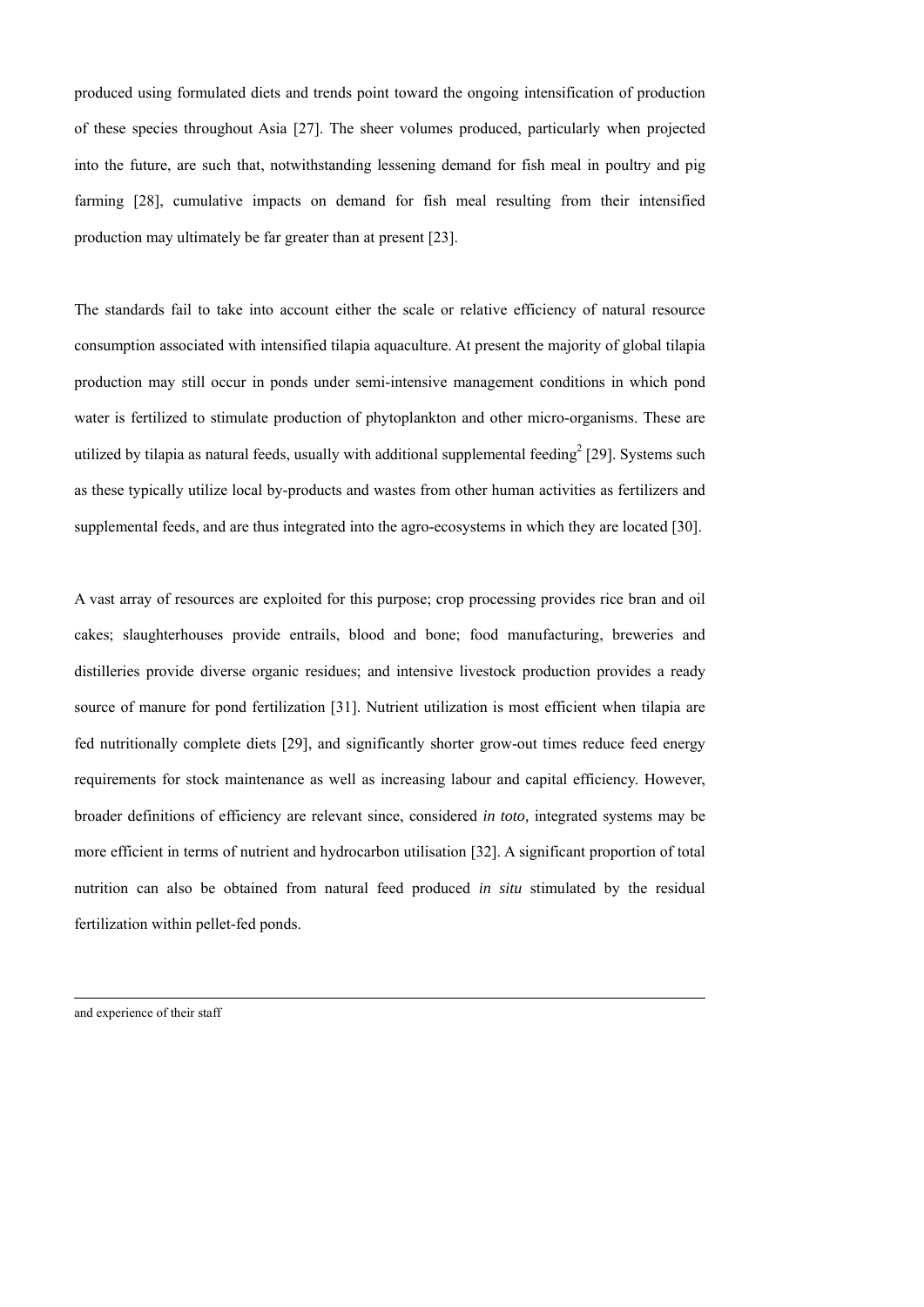produced using formulated diets and trends point toward the ongoing intensification of production of these species throughout Asia [27]. The sheer volumes produced, particularly when projected into the future, are such that, notwithstanding lessening demand for fish meal in poultry and pig farming [28], cumulative impacts on demand for fish meal resulting from their intensified production may ultimately be far greater than at present [23].

The standards fail to take into account either the scale or relative efficiency of natural resource consumption associated with intensified tilapia aquaculture. At present the majority of global tilapia production may still occur in ponds under semi-intensive management conditions in which pond water is fertilized to stimulate production of phytoplankton and other micro-organisms. These are utilized by tilapia as natural feeds, usually with additional supplemental feeding[2] [29]. Systems such as these typically utilize local by-products and wastes from other human activities as fertilizers and supplemental feeds, and are thus integrated into the agro-ecosystems in which they are located [30].

A vast array of resources are exploited for this purpose; crop processing provides rice bran and oil cakes; slaughterhouses provide entrails, blood and bone; food manufacturing, breweries and distilleries provide diverse organic residues; and intensive livestock production provides a ready source of manure for pond fertilization [31]. Nutrient utilization is most efficient when tilapia are fed nutritionally complete diets [29], and significantly shorter grow-out times reduce feed energy requirements for stock maintenance as well as increasing labour and capital efficiency. However, broader definitions of efficiency are relevant since, considered *in toto,* integrated systems may be more efficient in terms of nutrient and hydrocarbon utilisation [32]. A significant proportion of total nutrition can also be obtained from natural feed produced *in situ* stimulated by the residual fertilization within pellet-fed ponds.

---

and experience of their staff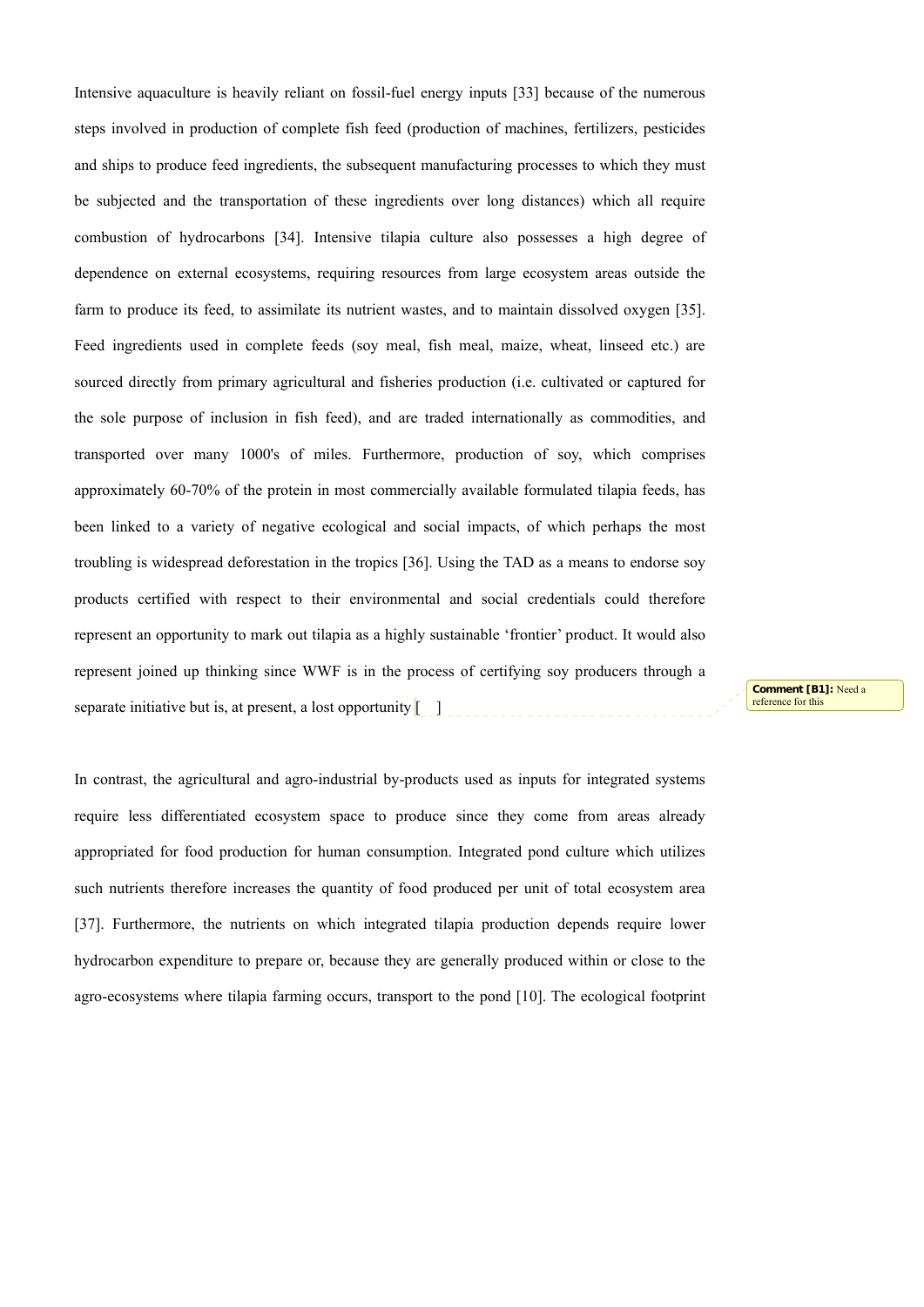Intensive aquaculture is heavily reliant on fossil-fuel energy inputs [33] because of the numerous steps involved in production of complete fish feed (production of machines, fertilizers, pesticides and ships to produce feed ingredients, the subsequent manufacturing processes to which they must be subjected and the transportation of these ingredients over long distances) which all require combustion of hydrocarbons [34]. Intensive tilapia culture also possesses a high degree of dependence on external ecosystems, requiring resources from large ecosystem areas outside the farm to produce its feed, to assimilate its nutrient wastes, and to maintain dissolved oxygen [35]. Feed ingredients used in complete feeds (soy meal, fish meal, maize, wheat, linseed etc.) are sourced directly from primary agricultural and fisheries production (i.e. cultivated or captured for the sole purpose of inclusion in fish feed), and are traded internationally as commodities, and transported over many 1000's of miles. Furthermore, production of soy, which comprises approximately 60-70% of the protein in most commercially available formulated tilapia feeds, has been linked to a variety of negative ecological and social impacts, of which perhaps the most troubling is widespread deforestation in the tropics [36]. Using the TAD as a means to endorse soy products certified with respect to their environmental and social credentials could therefore represent an opportunity to mark out tilapia as a highly sustainable 'frontier' product. It would also represent joined up thinking since WWF is in the process of certifying soy producers through a separate initiative but is, at present, a lost opportunity [ ]

**Comment [B1]:** Need a reference for this

In contrast, the agricultural and agro-industrial by-products used as inputs for integrated systems require less differentiated ecosystem space to produce since they come from areas already appropriated for food production for human consumption. Integrated pond culture which utilizes such nutrients therefore increases the quantity of food produced per unit of total ecosystem area [37]. Furthermore, the nutrients on which integrated tilapia production depends require lower hydrocarbon expenditure to prepare or, because they are generally produced within or close to the agro-ecosystems where tilapia farming occurs, transport to the pond [10]. The ecological footprint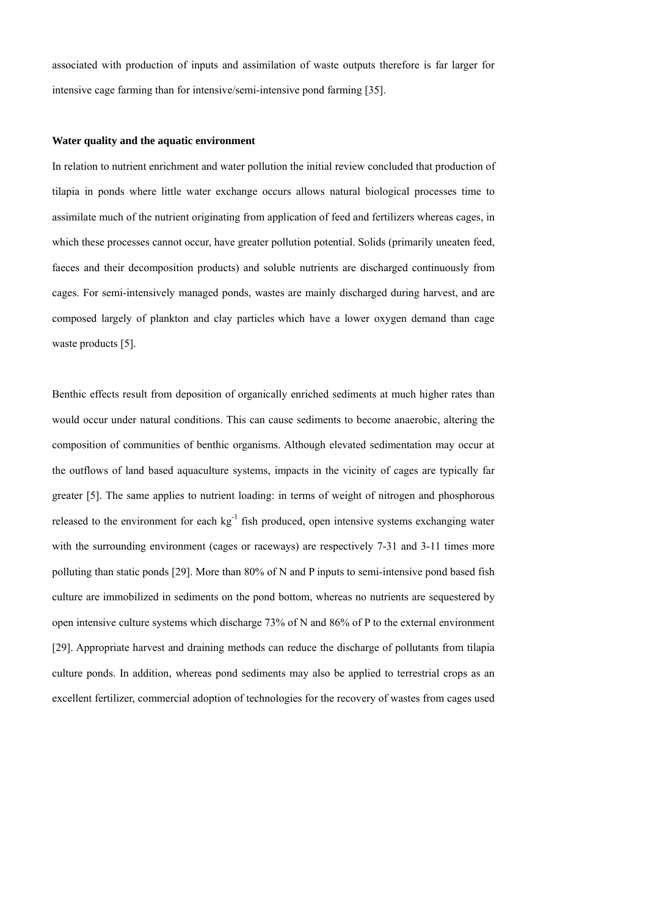associated with production of inputs and assimilation of waste outputs therefore is far larger for intensive cage farming than for intensive/semi-intensive pond farming [35].

**Water quality and the aquatic environment**

In relation to nutrient enrichment and water pollution the initial review concluded that production of tilapia in ponds where little water exchange occurs allows natural biological processes time to assimilate much of the nutrient originating from application of feed and fertilizers whereas cages, in which these processes cannot occur, have greater pollution potential. Solids (primarily uneaten feed, faeces and their decomposition products) and soluble nutrients are discharged continuously from cages. For semi-intensively managed ponds, wastes are mainly discharged during harvest, and are composed largely of plankton and clay particles which have a lower oxygen demand than cage waste products [5].

Benthic effects result from deposition of organically enriched sediments at much higher rates than would occur under natural conditions. This can cause sediments to become anaerobic, altering the composition of communities of benthic organisms. Although elevated sedimentation may occur at the outflows of land based aquaculture systems, impacts in the vicinity of cages are typically far greater [5]. The same applies to nutrient loading: in terms of weight of nitrogen and phosphorous released to the environment for each $kg^{-1}$ fish produced, open intensive systems exchanging water with the surrounding environment (cages or raceways) are respectively 7-31 and 3-11 times more polluting than static ponds [29]. More than 80% of N and P inputs to semi-intensive pond based fish culture are immobilized in sediments on the pond bottom, whereas no nutrients are sequestered by open intensive culture systems which discharge 73% of N and 86% of P to the external environment [29]. Appropriate harvest and draining methods can reduce the discharge of pollutants from tilapia culture ponds. In addition, whereas pond sediments may also be applied to terrestrial crops as an excellent fertilizer, commercial adoption of technologies for the recovery of wastes from cages used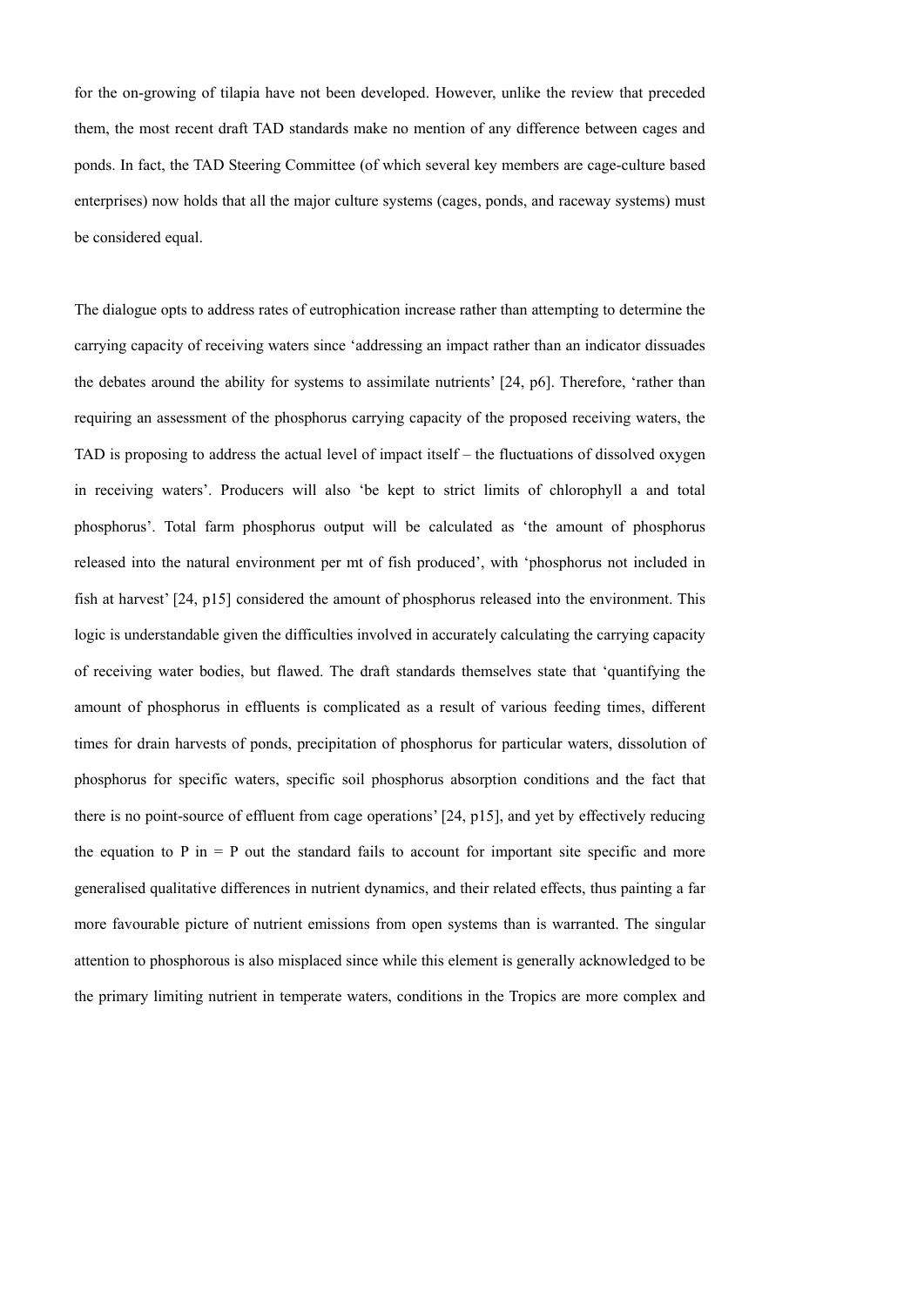for the on-growing of tilapia have not been developed. However, unlike the review that preceded them, the most recent draft TAD standards make no mention of any difference between cages and ponds. In fact, the TAD Steering Committee (of which several key members are cage-culture based enterprises) now holds that all the major culture systems (cages, ponds, and raceway systems) must be considered equal.

The dialogue opts to address rates of eutrophication increase rather than attempting to determine the carrying capacity of receiving waters since 'addressing an impact rather than an indicator dissuades the debates around the ability for systems to assimilate nutrients' [24, p6]. Therefore, 'rather than requiring an assessment of the phosphorus carrying capacity of the proposed receiving waters, the TAD is proposing to address the actual level of impact itself – the fluctuations of dissolved oxygen in receiving waters'. Producers will also 'be kept to strict limits of chlorophyll a and total phosphorus'. Total farm phosphorus output will be calculated as 'the amount of phosphorus released into the natural environment per mt of fish produced', with 'phosphorus not included in fish at harvest' [24, p15] considered the amount of phosphorus released into the environment. This logic is understandable given the difficulties involved in accurately calculating the carrying capacity of receiving water bodies, but flawed. The draft standards themselves state that 'quantifying the amount of phosphorus in effluents is complicated as a result of various feeding times, different times for drain harvests of ponds, precipitation of phosphorus for particular waters, dissolution of phosphorus for specific waters, specific soil phosphorus absorption conditions and the fact that there is no point-source of effluent from cage operations' [24, p15], and yet by effectively reducing the equation to P in = P out the standard fails to account for important site specific and more generalised qualitative differences in nutrient dynamics, and their related effects, thus painting a far more favourable picture of nutrient emissions from open systems than is warranted. The singular attention to phosphorous is also misplaced since while this element is generally acknowledged to be the primary limiting nutrient in temperate waters, conditions in the Tropics are more complex and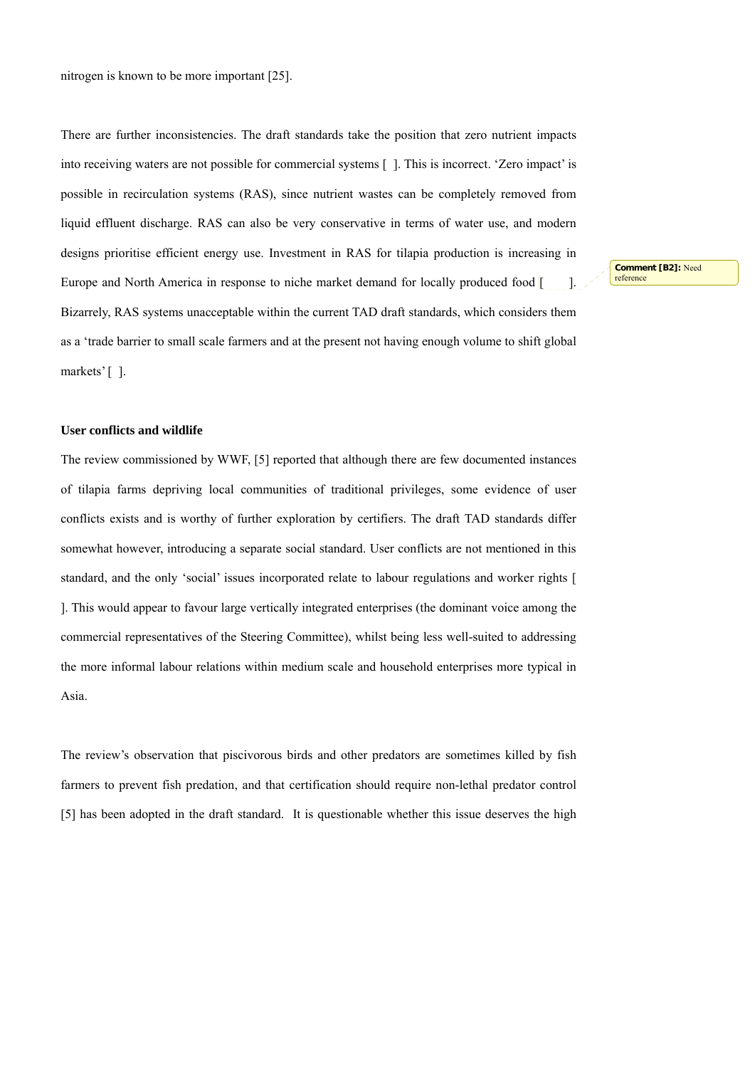nitrogen is known to be more important [25].

There are further inconsistencies. The draft standards take the position that zero nutrient impacts into receiving waters are not possible for commercial systems [ ]. This is incorrect. 'Zero impact' is possible in recirculation systems (RAS), since nutrient wastes can be completely removed from liquid effluent discharge. RAS can also be very conservative in terms of water use, and modern designs prioritise efficient energy use. Investment in RAS for tilapia production is increasing in Europe and North America in response to niche market demand for locally produced food [ ]. Bizarrely, RAS systems unacceptable within the current TAD draft standards, which considers them as a 'trade barrier to small scale farmers and at the present not having enough volume to shift global markets' [ ].

**Comment [B2]:** Need reference

**User conflicts and wildlife**

The review commissioned by WWF, [5] reported that although there are few documented instances of tilapia farms depriving local communities of traditional privileges, some evidence of user conflicts exists and is worthy of further exploration by certifiers. The draft TAD standards differ somewhat however, introducing a separate social standard. User conflicts are not mentioned in this standard, and the only 'social' issues incorporated relate to labour regulations and worker rights [ ]. This would appear to favour large vertically integrated enterprises (the dominant voice among the commercial representatives of the Steering Committee), whilst being less well-suited to addressing the more informal labour relations within medium scale and household enterprises more typical in Asia.

The review's observation that piscivorous birds and other predators are sometimes killed by fish farmers to prevent fish predation, and that certification should require non-lethal predator control [5] has been adopted in the draft standard. It is questionable whether this issue deserves the high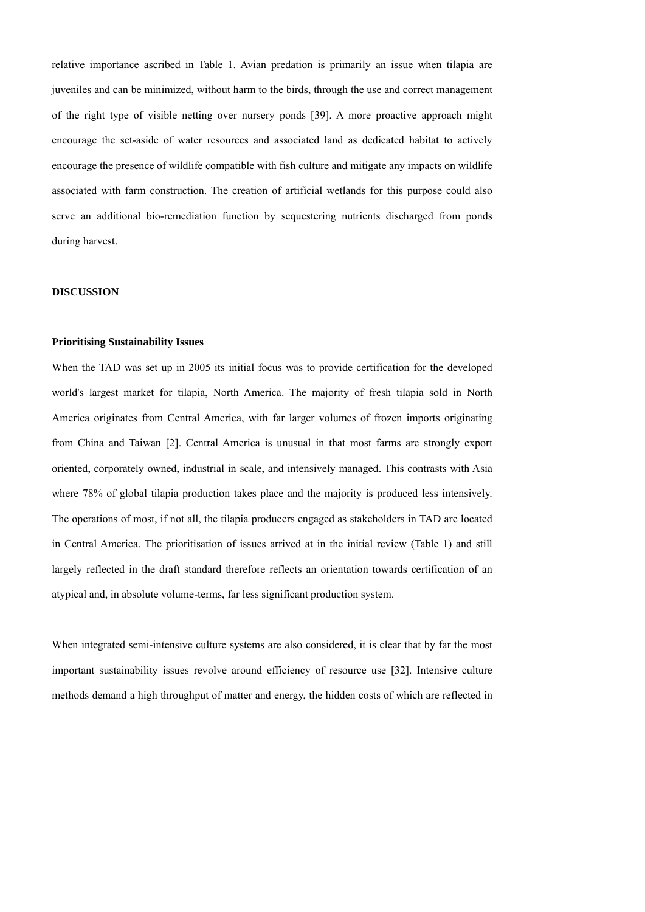relative importance ascribed in Table 1. Avian predation is primarily an issue when tilapia are juveniles and can be minimized, without harm to the birds, through the use and correct management of the right type of visible netting over nursery ponds [39]. A more proactive approach might encourage the set-aside of water resources and associated land as dedicated habitat to actively encourage the presence of wildlife compatible with fish culture and mitigate any impacts on wildlife associated with farm construction. The creation of artificial wetlands for this purpose could also serve an additional bio-remediation function by sequestering nutrients discharged from ponds during harvest.

## DISCUSSION

### Prioritising Sustainability Issues

When the TAD was set up in 2005 its initial focus was to provide certification for the developed world's largest market for tilapia, North America. The majority of fresh tilapia sold in North America originates from Central America, with far larger volumes of frozen imports originating from China and Taiwan [2]. Central America is unusual in that most farms are strongly export oriented, corporately owned, industrial in scale, and intensively managed. This contrasts with Asia where 78% of global tilapia production takes place and the majority is produced less intensively. The operations of most, if not all, the tilapia producers engaged as stakeholders in TAD are located in Central America. The prioritisation of issues arrived at in the initial review (Table 1) and still largely reflected in the draft standard therefore reflects an orientation towards certification of an atypical and, in absolute volume-terms, far less significant production system.

When integrated semi-intensive culture systems are also considered, it is clear that by far the most important sustainability issues revolve around efficiency of resource use [32]. Intensive culture methods demand a high throughput of matter and energy, the hidden costs of which are reflected in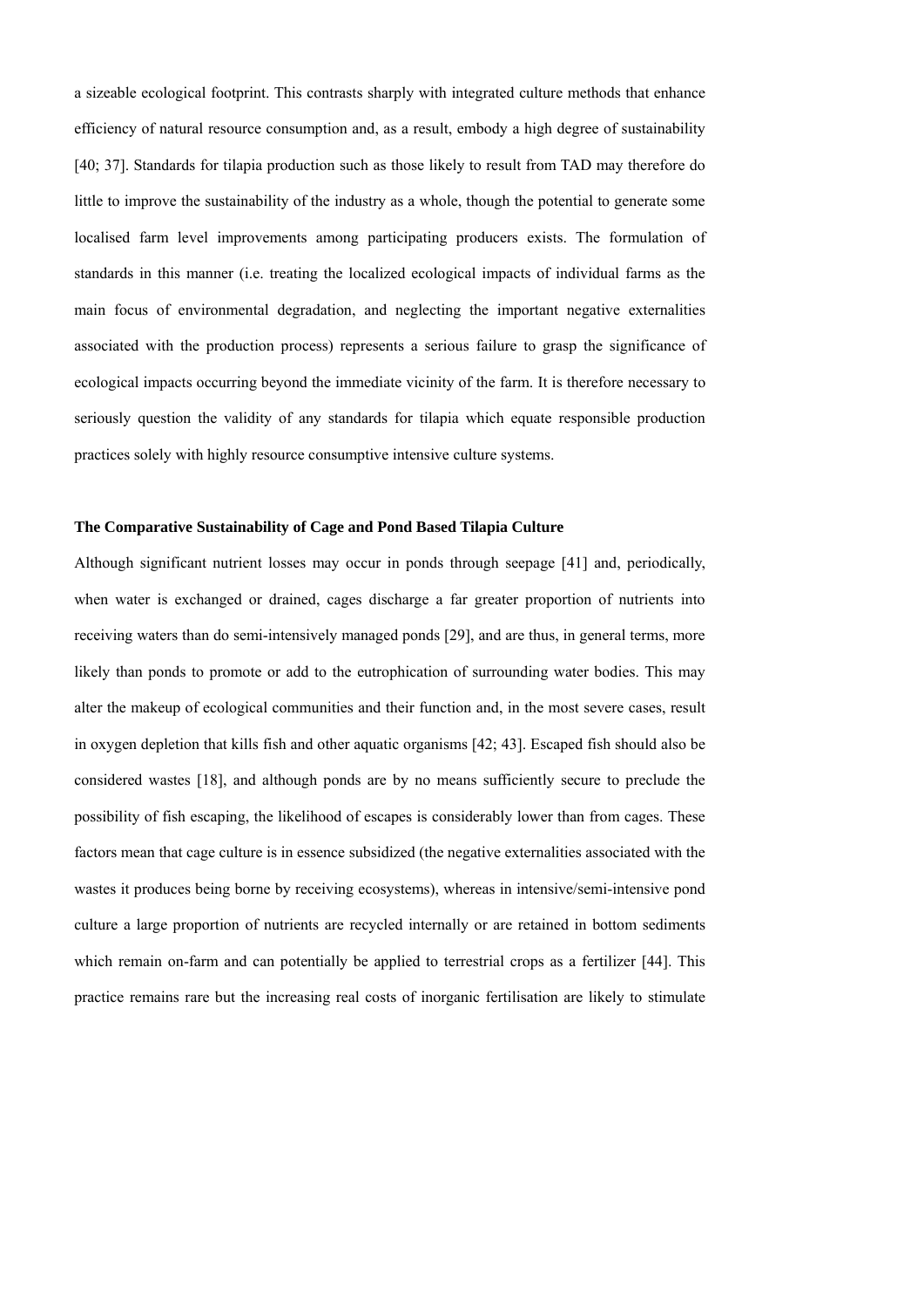a sizeable ecological footprint. This contrasts sharply with integrated culture methods that enhance efficiency of natural resource consumption and, as a result, embody a high degree of sustainability [40; 37]. Standards for tilapia production such as those likely to result from TAD may therefore do little to improve the sustainability of the industry as a whole, though the potential to generate some localised farm level improvements among participating producers exists. The formulation of standards in this manner (i.e. treating the localized ecological impacts of individual farms as the main focus of environmental degradation, and neglecting the important negative externalities associated with the production process) represents a serious failure to grasp the significance of ecological impacts occurring beyond the immediate vicinity of the farm. It is therefore necessary to seriously question the validity of any standards for tilapia which equate responsible production practices solely with highly resource consumptive intensive culture systems.

**The Comparative Sustainability of Cage and Pond Based Tilapia Culture**

Although significant nutrient losses may occur in ponds through seepage [41] and, periodically, when water is exchanged or drained, cages discharge a far greater proportion of nutrients into receiving waters than do semi-intensively managed ponds [29], and are thus, in general terms, more likely than ponds to promote or add to the eutrophication of surrounding water bodies. This may alter the makeup of ecological communities and their function and, in the most severe cases, result in oxygen depletion that kills fish and other aquatic organisms [42; 43]. Escaped fish should also be considered wastes [18], and although ponds are by no means sufficiently secure to preclude the possibility of fish escaping, the likelihood of escapes is considerably lower than from cages. These factors mean that cage culture is in essence subsidized (the negative externalities associated with the wastes it produces being borne by receiving ecosystems), whereas in intensive/semi-intensive pond culture a large proportion of nutrients are recycled internally or are retained in bottom sediments which remain on-farm and can potentially be applied to terrestrial crops as a fertilizer [44]. This practice remains rare but the increasing real costs of inorganic fertilisation are likely to stimulate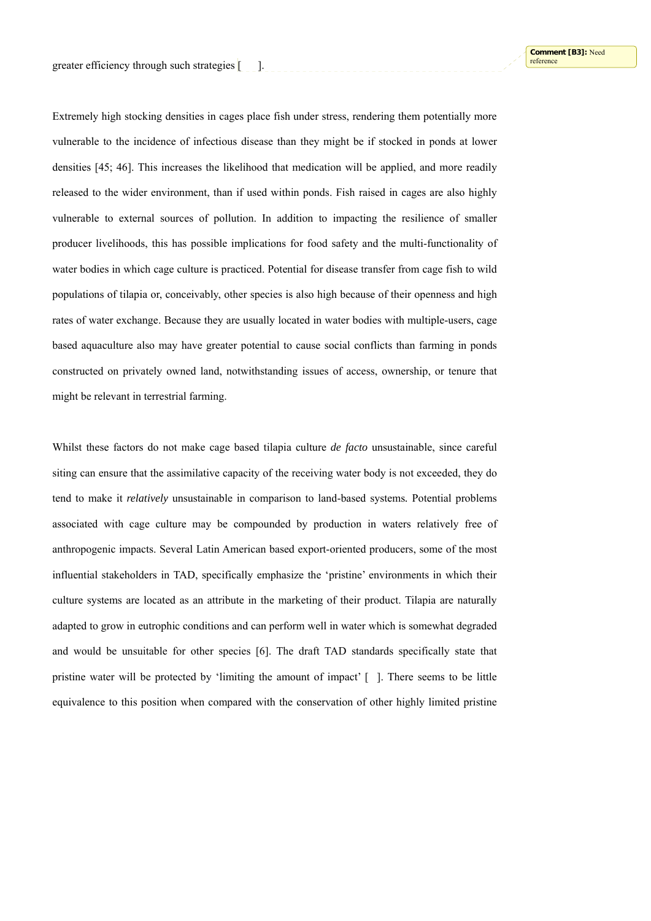greater efficiency through such strategies [ ].

Comment [B3]: Need reference

Extremely high stocking densities in cages place fish under stress, rendering them potentially more vulnerable to the incidence of infectious disease than they might be if stocked in ponds at lower densities [45; 46]. This increases the likelihood that medication will be applied, and more readily released to the wider environment, than if used within ponds. Fish raised in cages are also highly vulnerable to external sources of pollution. In addition to impacting the resilience of smaller producer livelihoods, this has possible implications for food safety and the multi-functionality of water bodies in which cage culture is practiced. Potential for disease transfer from cage fish to wild populations of tilapia or, conceivably, other species is also high because of their openness and high rates of water exchange. Because they are usually located in water bodies with multiple-users, cage based aquaculture also may have greater potential to cause social conflicts than farming in ponds constructed on privately owned land, notwithstanding issues of access, ownership, or tenure that might be relevant in terrestrial farming.

Whilst these factors do not make cage based tilapia culture *de facto* unsustainable, since careful siting can ensure that the assimilative capacity of the receiving water body is not exceeded, they do tend to make it *relatively* unsustainable in comparison to land-based systems. Potential problems associated with cage culture may be compounded by production in waters relatively free of anthropogenic impacts. Several Latin American based export-oriented producers, some of the most influential stakeholders in TAD, specifically emphasize the 'pristine' environments in which their culture systems are located as an attribute in the marketing of their product. Tilapia are naturally adapted to grow in eutrophic conditions and can perform well in water which is somewhat degraded and would be unsuitable for other species [6]. The draft TAD standards specifically state that pristine water will be protected by 'limiting the amount of impact' [ ]. There seems to be little equivalence to this position when compared with the conservation of other highly limited pristine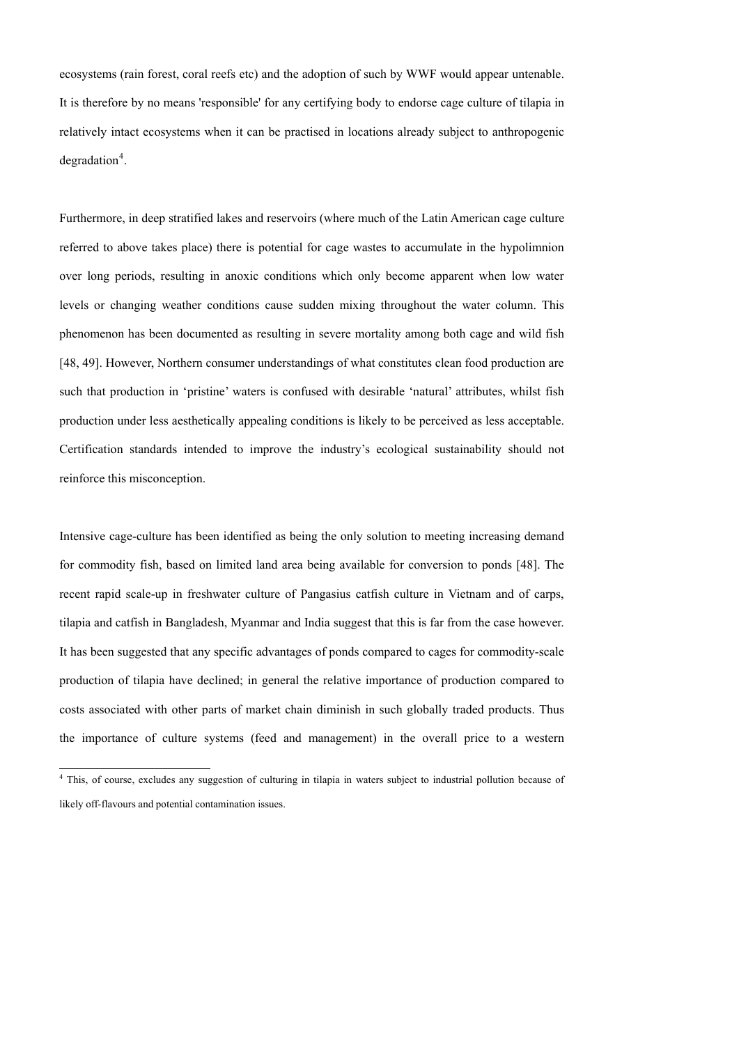ecosystems (rain forest, coral reefs etc) and the adoption of such by WWF would appear untenable. It is therefore by no means 'responsible' for any certifying body to endorse cage culture of tilapia in relatively intact ecosystems when it can be practised in locations already subject to anthropogenic degradation[4].

Furthermore, in deep stratified lakes and reservoirs (where much of the Latin American cage culture referred to above takes place) there is potential for cage wastes to accumulate in the hypolimnion over long periods, resulting in anoxic conditions which only become apparent when low water levels or changing weather conditions cause sudden mixing throughout the water column. This phenomenon has been documented as resulting in severe mortality among both cage and wild fish [48, 49]. However, Northern consumer understandings of what constitutes clean food production are such that production in 'pristine' waters is confused with desirable 'natural' attributes, whilst fish production under less aesthetically appealing conditions is likely to be perceived as less acceptable. Certification standards intended to improve the industry's ecological sustainability should not reinforce this misconception.

Intensive cage-culture has been identified as being the only solution to meeting increasing demand for commodity fish, based on limited land area being available for conversion to ponds [48]. The recent rapid scale-up in freshwater culture of Pangasius catfish culture in Vietnam and of carps, tilapia and catfish in Bangladesh, Myanmar and India suggest that this is far from the case however. It has been suggested that any specific advantages of ponds compared to cages for commodity-scale production of tilapia have declined; in general the relative importance of production compared to costs associated with other parts of market chain diminish in such globally traded products. Thus the importance of culture systems (feed and management) in the overall price to a western

[4] This, of course, excludes any suggestion of culturing in tilapia in waters subject to industrial pollution because of likely off-flavours and potential contamination issues.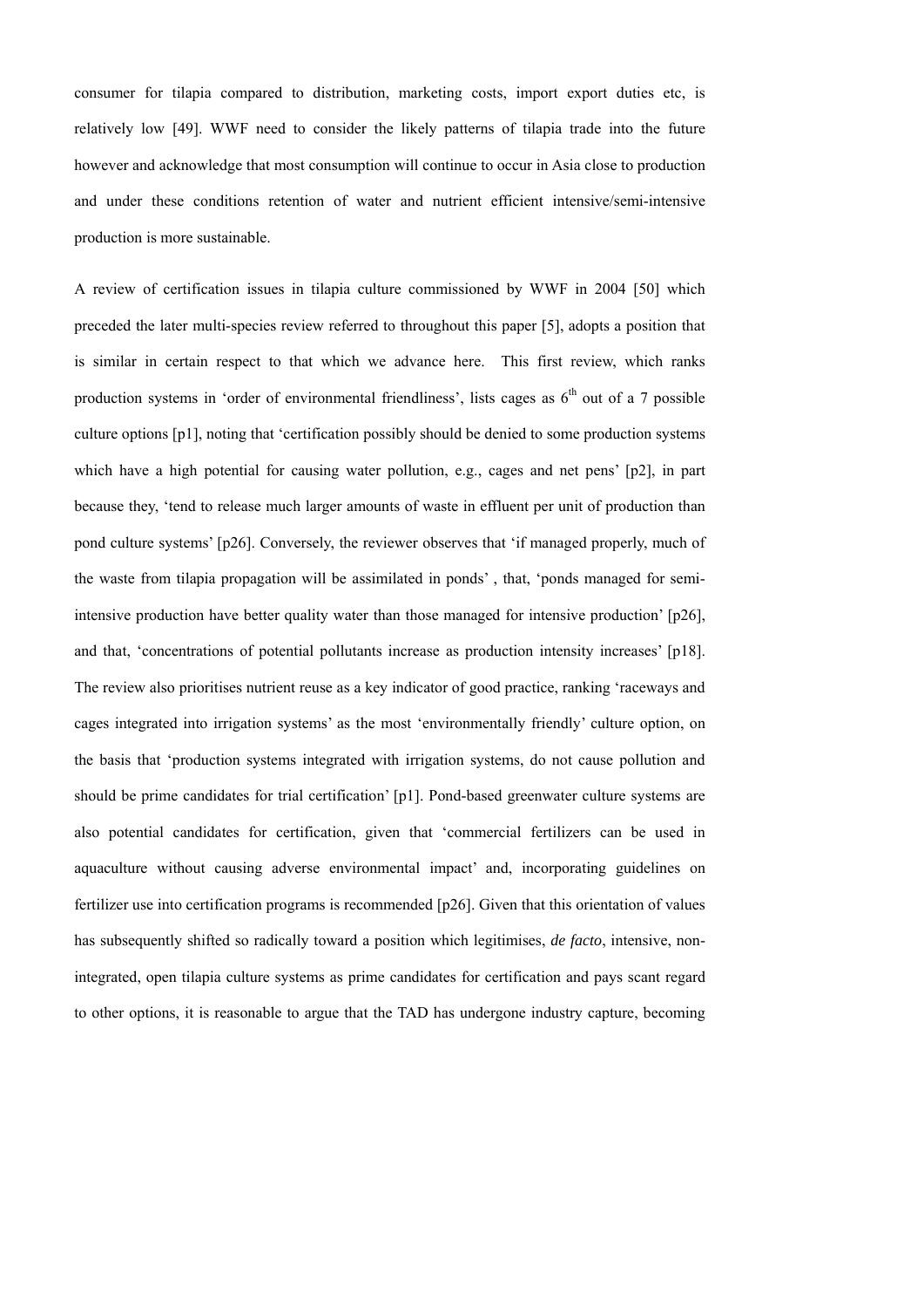consumer for tilapia compared to distribution, marketing costs, import export duties etc, is relatively low [49]. WWF need to consider the likely patterns of tilapia trade into the future however and acknowledge that most consumption will continue to occur in Asia close to production and under these conditions retention of water and nutrient efficient intensive/semi-intensive production is more sustainable.

A review of certification issues in tilapia culture commissioned by WWF in 2004 [50] which preceded the later multi-species review referred to throughout this paper [5], adopts a position that is similar in certain respect to that which we advance here. This first review, which ranks production systems in 'order of environmental friendliness', lists cages as 6th out of a 7 possible culture options [p1], noting that 'certification possibly should be denied to some production systems which have a high potential for causing water pollution, e.g., cages and net pens' [p2], in part because they, 'tend to release much larger amounts of waste in effluent per unit of production than pond culture systems' [p26]. Conversely, the reviewer observes that 'if managed properly, much of the waste from tilapia propagation will be assimilated in ponds' , that, 'ponds managed for semi-intensive production have better quality water than those managed for intensive production' [p26], and that, 'concentrations of potential pollutants increase as production intensity increases' [p18]. The review also prioritises nutrient reuse as a key indicator of good practice, ranking 'raceways and cages integrated into irrigation systems' as the most 'environmentally friendly' culture option, on the basis that 'production systems integrated with irrigation systems, do not cause pollution and should be prime candidates for trial certification' [p1]. Pond-based greenwater culture systems are also potential candidates for certification, given that 'commercial fertilizers can be used in aquaculture without causing adverse environmental impact' and, incorporating guidelines on fertilizer use into certification programs is recommended [p26]. Given that this orientation of values has subsequently shifted so radically toward a position which legitimises, *de facto*, intensive, non-integrated, open tilapia culture systems as prime candidates for certification and pays scant regard to other options, it is reasonable to argue that the TAD has undergone industry capture, becoming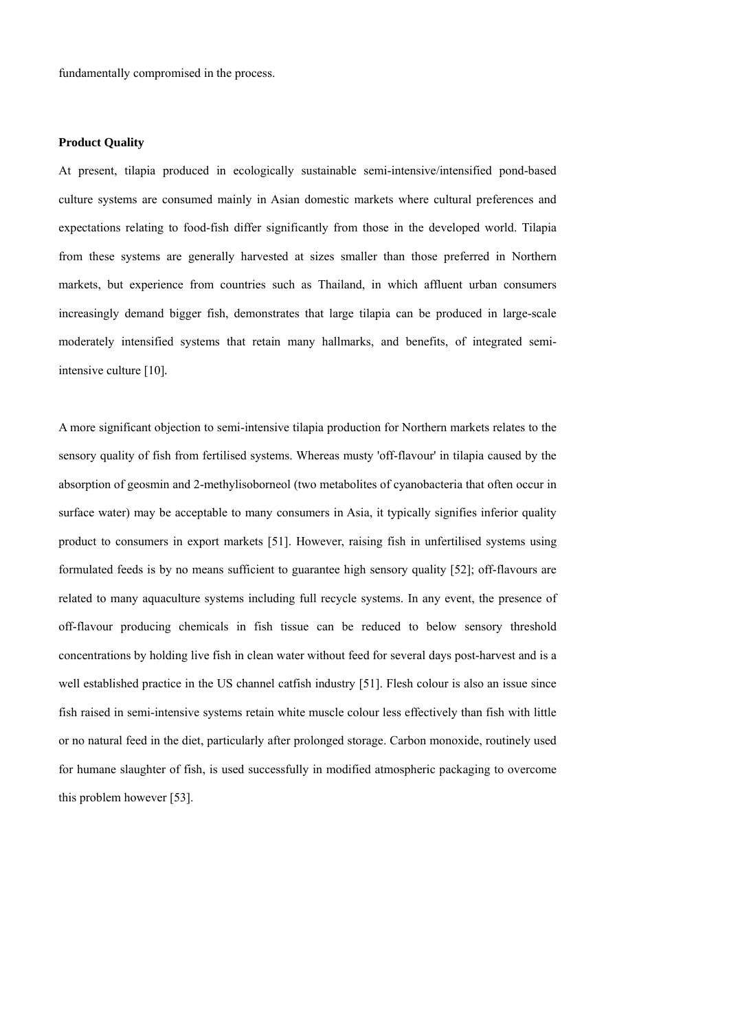fundamentally compromised in the process.

**Product Quality**

At present, tilapia produced in ecologically sustainable semi-intensive/intensified pond-based culture systems are consumed mainly in Asian domestic markets where cultural preferences and expectations relating to food-fish differ significantly from those in the developed world. Tilapia from these systems are generally harvested at sizes smaller than those preferred in Northern markets, but experience from countries such as Thailand, in which affluent urban consumers increasingly demand bigger fish, demonstrates that large tilapia can be produced in large-scale moderately intensified systems that retain many hallmarks, and benefits, of integrated semi-intensive culture [10].

A more significant objection to semi-intensive tilapia production for Northern markets relates to the sensory quality of fish from fertilised systems. Whereas musty 'off-flavour' in tilapia caused by the absorption of geosmin and 2-methylisoborneol (two metabolites of cyanobacteria that often occur in surface water) may be acceptable to many consumers in Asia, it typically signifies inferior quality product to consumers in export markets [51]. However, raising fish in unfertilised systems using formulated feeds is by no means sufficient to guarantee high sensory quality [52]; off-flavours are related to many aquaculture systems including full recycle systems. In any event, the presence of off-flavour producing chemicals in fish tissue can be reduced to below sensory threshold concentrations by holding live fish in clean water without feed for several days post-harvest and is a well established practice in the US channel catfish industry [51]. Flesh colour is also an issue since fish raised in semi-intensive systems retain white muscle colour less effectively than fish with little or no natural feed in the diet, particularly after prolonged storage. Carbon monoxide, routinely used for humane slaughter of fish, is used successfully in modified atmospheric packaging to overcome this problem however [53].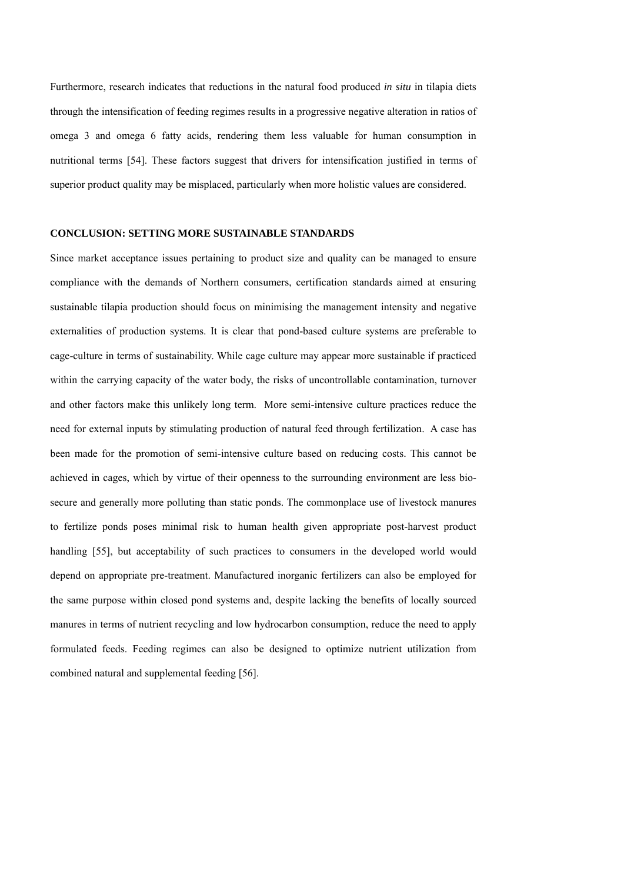Furthermore, research indicates that reductions in the natural food produced *in situ* in tilapia diets through the intensification of feeding regimes results in a progressive negative alteration in ratios of omega 3 and omega 6 fatty acids, rendering them less valuable for human consumption in nutritional terms [54]. These factors suggest that drivers for intensification justified in terms of superior product quality may be misplaced, particularly when more holistic values are considered.

## CONCLUSION: SETTING MORE SUSTAINABLE STANDARDS

Since market acceptance issues pertaining to product size and quality can be managed to ensure compliance with the demands of Northern consumers, certification standards aimed at ensuring sustainable tilapia production should focus on minimising the management intensity and negative externalities of production systems. It is clear that pond-based culture systems are preferable to cage-culture in terms of sustainability. While cage culture may appear more sustainable if practiced within the carrying capacity of the water body, the risks of uncontrollable contamination, turnover and other factors make this unlikely long term. More semi-intensive culture practices reduce the need for external inputs by stimulating production of natural feed through fertilization. A case has been made for the promotion of semi-intensive culture based on reducing costs. This cannot be achieved in cages, which by virtue of their openness to the surrounding environment are less bio-secure and generally more polluting than static ponds. The commonplace use of livestock manures to fertilize ponds poses minimal risk to human health given appropriate post-harvest product handling [55], but acceptability of such practices to consumers in the developed world would depend on appropriate pre-treatment. Manufactured inorganic fertilizers can also be employed for the same purpose within closed pond systems and, despite lacking the benefits of locally sourced manures in terms of nutrient recycling and low hydrocarbon consumption, reduce the need to apply formulated feeds. Feeding regimes can also be designed to optimize nutrient utilization from combined natural and supplemental feeding [56].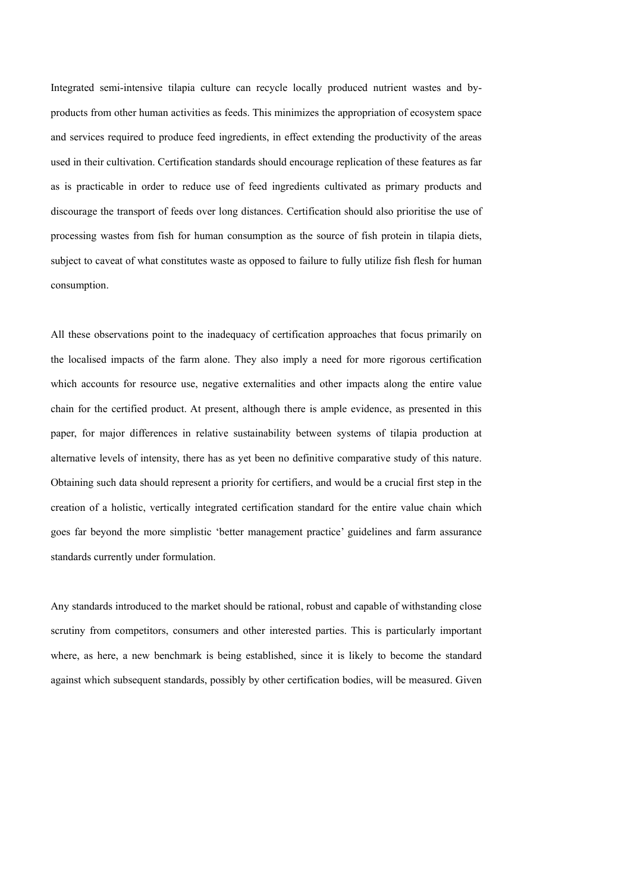Integrated semi-intensive tilapia culture can recycle locally produced nutrient wastes and by-products from other human activities as feeds. This minimizes the appropriation of ecosystem space and services required to produce feed ingredients, in effect extending the productivity of the areas used in their cultivation. Certification standards should encourage replication of these features as far as is practicable in order to reduce use of feed ingredients cultivated as primary products and discourage the transport of feeds over long distances. Certification should also prioritise the use of processing wastes from fish for human consumption as the source of fish protein in tilapia diets, subject to caveat of what constitutes waste as opposed to failure to fully utilize fish flesh for human consumption.

All these observations point to the inadequacy of certification approaches that focus primarily on the localised impacts of the farm alone. They also imply a need for more rigorous certification which accounts for resource use, negative externalities and other impacts along the entire value chain for the certified product. At present, although there is ample evidence, as presented in this paper, for major differences in relative sustainability between systems of tilapia production at alternative levels of intensity, there has as yet been no definitive comparative study of this nature. Obtaining such data should represent a priority for certifiers, and would be a crucial first step in the creation of a holistic, vertically integrated certification standard for the entire value chain which goes far beyond the more simplistic 'better management practice' guidelines and farm assurance standards currently under formulation.

Any standards introduced to the market should be rational, robust and capable of withstanding close scrutiny from competitors, consumers and other interested parties. This is particularly important where, as here, a new benchmark is being established, since it is likely to become the standard against which subsequent standards, possibly by other certification bodies, will be measured. Given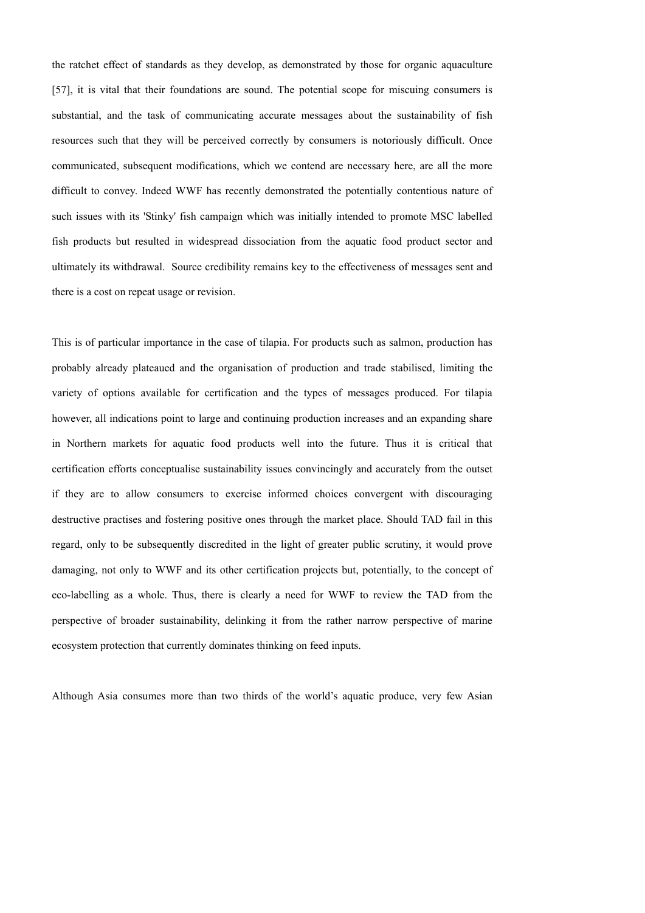the ratchet effect of standards as they develop, as demonstrated by those for organic aquaculture [57], it is vital that their foundations are sound. The potential scope for miscuing consumers is substantial, and the task of communicating accurate messages about the sustainability of fish resources such that they will be perceived correctly by consumers is notoriously difficult. Once communicated, subsequent modifications, which we contend are necessary here, are all the more difficult to convey. Indeed WWF has recently demonstrated the potentially contentious nature of such issues with its 'Stinky' fish campaign which was initially intended to promote MSC labelled fish products but resulted in widespread dissociation from the aquatic food product sector and ultimately its withdrawal. Source credibility remains key to the effectiveness of messages sent and there is a cost on repeat usage or revision.

This is of particular importance in the case of tilapia. For products such as salmon, production has probably already plateaued and the organisation of production and trade stabilised, limiting the variety of options available for certification and the types of messages produced. For tilapia however, all indications point to large and continuing production increases and an expanding share in Northern markets for aquatic food products well into the future. Thus it is critical that certification efforts conceptualise sustainability issues convincingly and accurately from the outset if they are to allow consumers to exercise informed choices convergent with discouraging destructive practises and fostering positive ones through the market place. Should TAD fail in this regard, only to be subsequently discredited in the light of greater public scrutiny, it would prove damaging, not only to WWF and its other certification projects but, potentially, to the concept of eco-labelling as a whole. Thus, there is clearly a need for WWF to review the TAD from the perspective of broader sustainability, delinking it from the rather narrow perspective of marine ecosystem protection that currently dominates thinking on feed inputs.

Although Asia consumes more than two thirds of the world's aquatic produce, very few Asian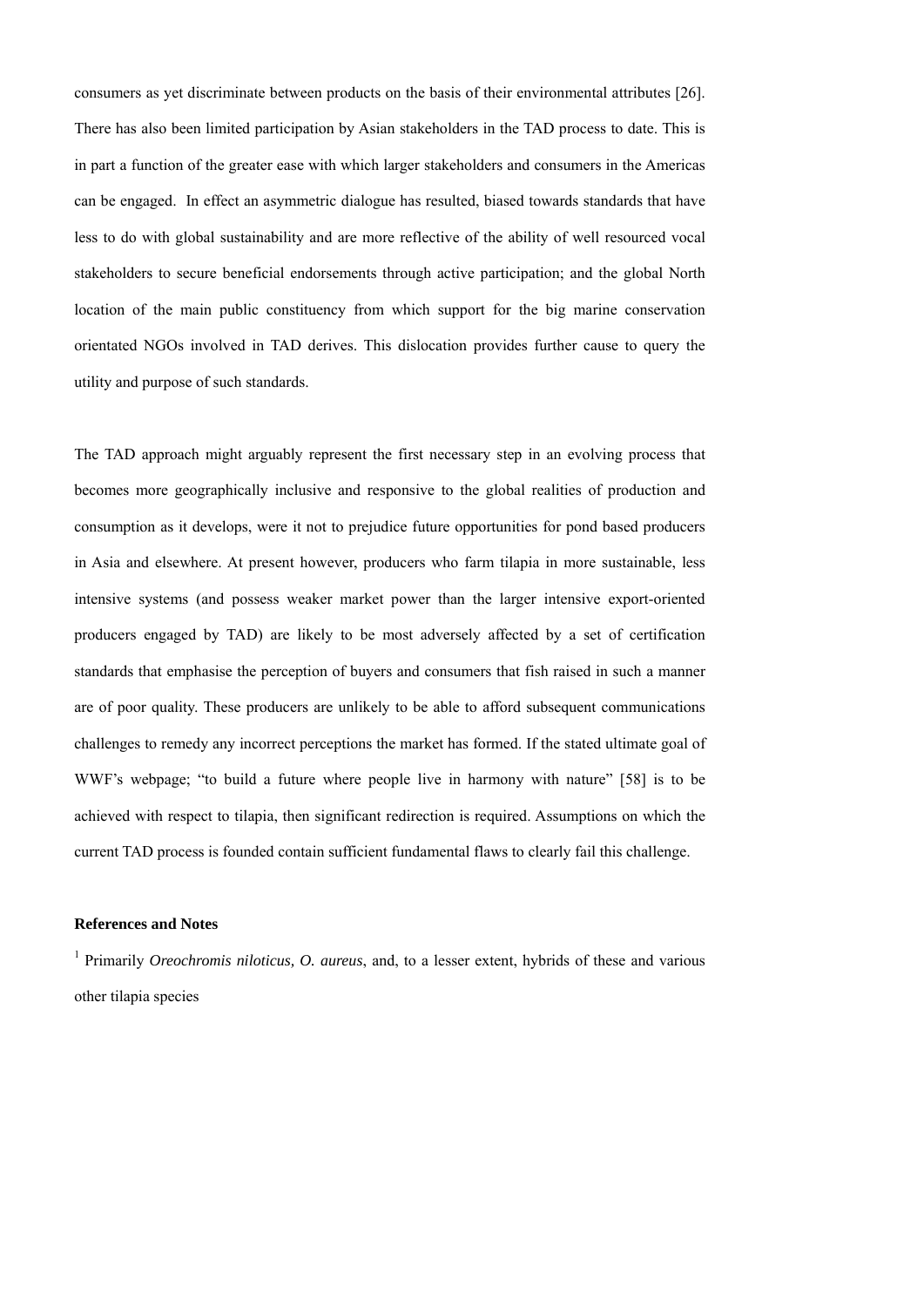consumers as yet discriminate between products on the basis of their environmental attributes [26]. There has also been limited participation by Asian stakeholders in the TAD process to date. This is in part a function of the greater ease with which larger stakeholders and consumers in the Americas can be engaged. In effect an asymmetric dialogue has resulted, biased towards standards that have less to do with global sustainability and are more reflective of the ability of well resourced vocal stakeholders to secure beneficial endorsements through active participation; and the global North location of the main public constituency from which support for the big marine conservation orientated NGOs involved in TAD derives. This dislocation provides further cause to query the utility and purpose of such standards.

The TAD approach might arguably represent the first necessary step in an evolving process that becomes more geographically inclusive and responsive to the global realities of production and consumption as it develops, were it not to prejudice future opportunities for pond based producers in Asia and elsewhere. At present however, producers who farm tilapia in more sustainable, less intensive systems (and possess weaker market power than the larger intensive export-oriented producers engaged by TAD) are likely to be most adversely affected by a set of certification standards that emphasise the perception of buyers and consumers that fish raised in such a manner are of poor quality. These producers are unlikely to be able to afford subsequent communications challenges to remedy any incorrect perceptions the market has formed. If the stated ultimate goal of WWF's webpage; "to build a future where people live in harmony with nature" [58] is to be achieved with respect to tilapia, then significant redirection is required. Assumptions on which the current TAD process is founded contain sufficient fundamental flaws to clearly fail this challenge.

**References and Notes**

[1] Primarily *Oreochromis niloticus, O. aureus*, and, to a lesser extent, hybrids of these and various other tilapia species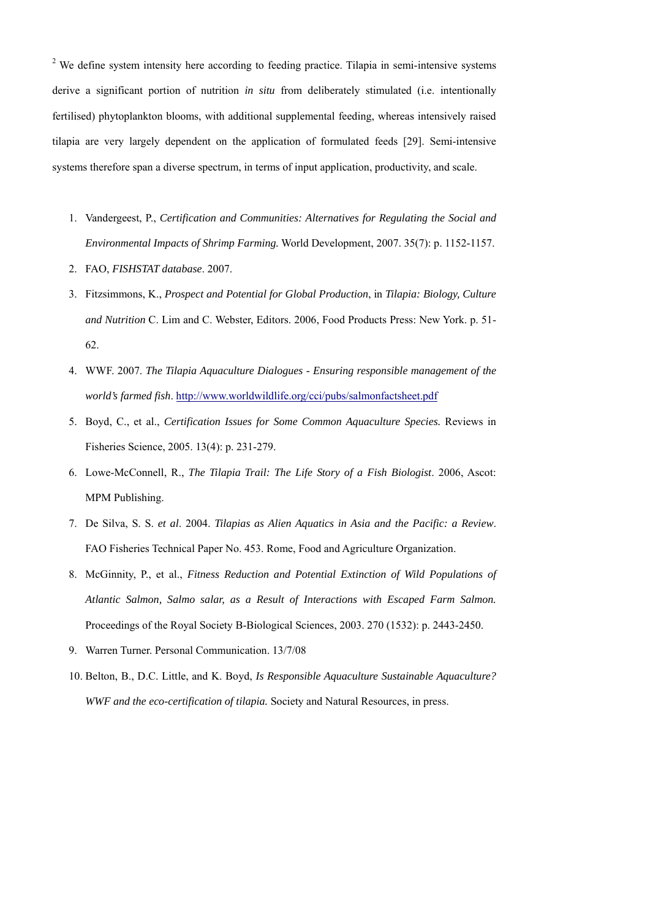[2] We define system intensity here according to feeding practice. Tilapia in semi-intensive systems derive a significant portion of nutrition *in situ* from deliberately stimulated (i.e. intentionally fertilised) phytoplankton blooms, with additional supplemental feeding, whereas intensively raised tilapia are very largely dependent on the application of formulated feeds [29]. Semi-intensive systems therefore span a diverse spectrum, in terms of input application, productivity, and scale.

1. Vandergeest, P., *Certification and Communities: Alternatives for Regulating the Social and Environmental Impacts of Shrimp Farming.* World Development, 2007. 35(7): p. 1152-1157.
2. FAO, *FISHSTAT database*. 2007.
3. Fitzsimmons, K., *Prospect and Potential for Global Production*, in *Tilapia: Biology, Culture and Nutrition* C. Lim and C. Webster, Editors. 2006, Food Products Press: New York. p. 51-62.
4. WWF. 2007. *The Tilapia Aquaculture Dialogues - Ensuring responsible management of the world's farmed fish*. http://www.worldwildlife.org/cci/pubs/salmonfactsheet.pdf
5. Boyd, C., et al., *Certification Issues for Some Common Aquaculture Species.* Reviews in Fisheries Science, 2005. 13(4): p. 231-279.
6. Lowe-McConnell, R., *The Tilapia Trail: The Life Story of a Fish Biologist*. 2006, Ascot: MPM Publishing.
7. De Silva, S. S. *et al*. 2004. *Tilapias as Alien Aquatics in Asia and the Pacific: a Review*. FAO Fisheries Technical Paper No. 453. Rome, Food and Agriculture Organization.
8. McGinnity, P., et al., *Fitness Reduction and Potential Extinction of Wild Populations of Atlantic Salmon, Salmo salar, as a Result of Interactions with Escaped Farm Salmon.* Proceedings of the Royal Society B-Biological Sciences, 2003. 270 (1532): p. 2443-2450.
9. Warren Turner. Personal Communication. 13/7/08
10. Belton, B., D.C. Little, and K. Boyd, *Is Responsible Aquaculture Sustainable Aquaculture? WWF and the eco-certification of tilapia.* Society and Natural Resources, in press.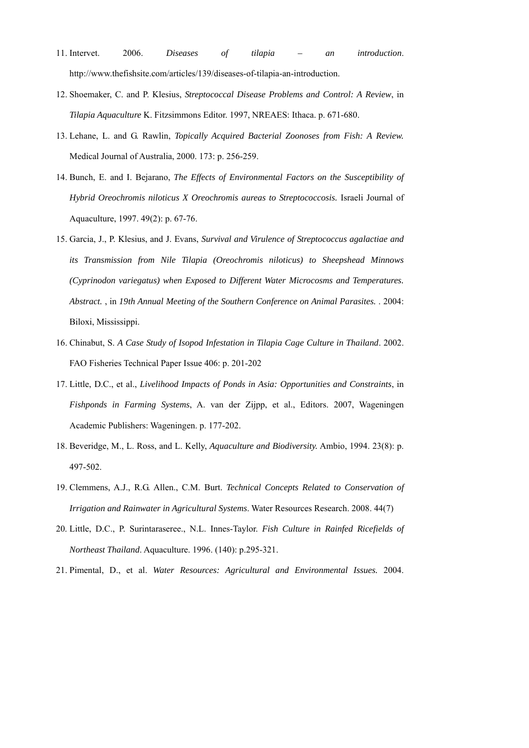11. Intervet. 2006. *Diseases of tilapia – an introduction*. http://www.thefishsite.com/articles/139/diseases-of-tilapia-an-introduction.
12. Shoemaker, C. and P. Klesius, *Streptococcal Disease Problems and Control: A Review*, in *Tilapia Aquaculture* K. Fitzsimmons Editor. 1997, NREAES: Ithaca. p. 671-680.
13. Lehane, L. and G. Rawlin, *Topically Acquired Bacterial Zoonoses from Fish: A Review.* Medical Journal of Australia, 2000. 173: p. 256-259.
14. Bunch, E. and I. Bejarano, *The Effects of Environmental Factors on the Susceptibility of Hybrid Oreochromis niloticus X Oreochromis aureas to Streptococcosis.* Israeli Journal of Aquaculture, 1997. 49(2): p. 67-76.
15. Garcia, J., P. Klesius, and J. Evans, *Survival and Virulence of Streptococcus agalactiae and its Transmission from Nile Tilapia (Oreochromis niloticus) to Sheepshead Minnows (Cyprinodon variegatus) when Exposed to Different Water Microcosms and Temperatures. Abstract.* , in *19th Annual Meeting of the Southern Conference on Animal Parasites.* . 2004: Biloxi, Mississippi.
16. Chinabut, S. *A Case Study of Isopod Infestation in Tilapia Cage Culture in Thailand*. 2002. FAO Fisheries Technical Paper Issue 406: p. 201-202
17. Little, D.C., et al., *Livelihood Impacts of Ponds in Asia: Opportunities and Constraints*, in *Fishponds in Farming Systems*, A. van der Zijpp, et al., Editors. 2007, Wageningen Academic Publishers: Wageningen. p. 177-202.
18. Beveridge, M., L. Ross, and L. Kelly, *Aquaculture and Biodiversity.* Ambio, 1994. 23(8): p. 497-502.
19. Clemmens, A.J., R.G. Allen., C.M. Burt. *Technical Concepts Related to Conservation of Irrigation and Rainwater in Agricultural Systems*. Water Resources Research. 2008. 44(7)
20. Little, D.C., P. Surintaraseree., N.L. Innes-Taylor. *Fish Culture in Rainfed Ricefields of Northeast Thailand*. Aquaculture. 1996. (140): p.295-321.
21. Pimental, D., et al. *Water Resources: Agricultural and Environmental Issues.* 2004.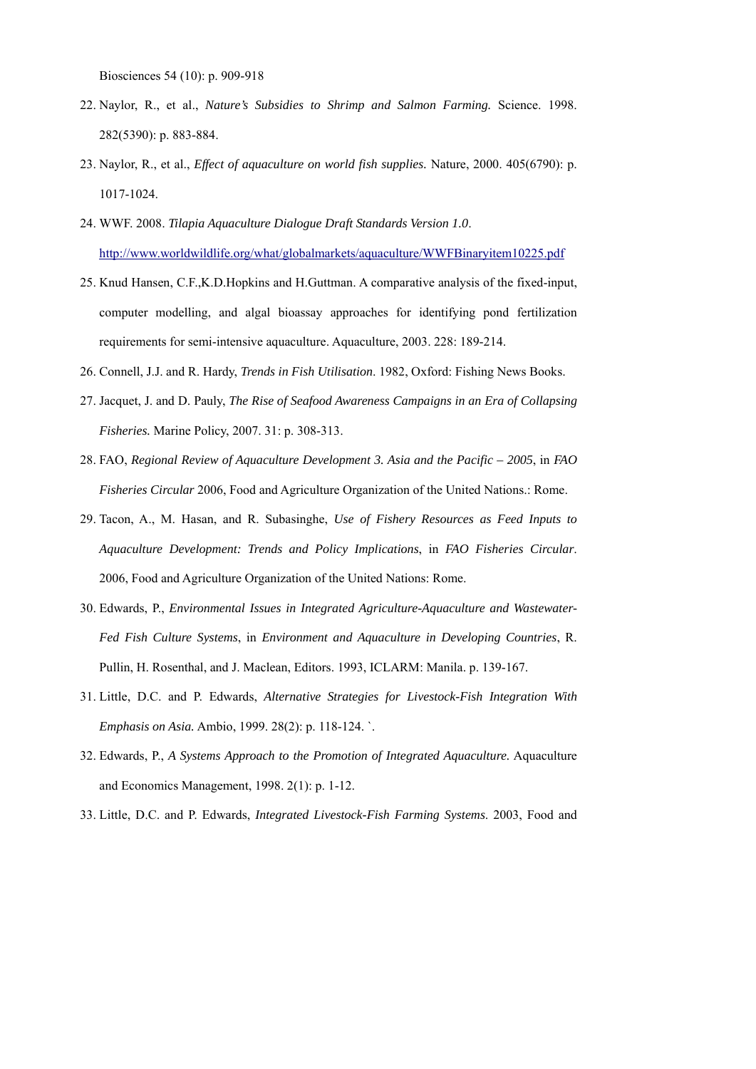Biosciences 54 (10): p. 909-918

22. Naylor, R., et al., *Nature's Subsidies to Shrimp and Salmon Farming.* Science. 1998. 282(5390): p. 883-884.
23. Naylor, R., et al., *Effect of aquaculture on world fish supplies.* Nature, 2000. 405(6790): p. 1017-1024.
24. WWF. 2008. *Tilapia Aquaculture Dialogue Draft Standards Version 1.0*. http://www.worldwildlife.org/what/globalmarkets/aquaculture/WWFBinaryitem10225.pdf
25. Knud Hansen, C.F.,K.D.Hopkins and H.Guttman. A comparative analysis of the fixed-input, computer modelling, and algal bioassay approaches for identifying pond fertilization requirements for semi-intensive aquaculture. Aquaculture, 2003. 228: 189-214.
26. Connell, J.J. and R. Hardy, *Trends in Fish Utilisation*. 1982, Oxford: Fishing News Books.
27. Jacquet, J. and D. Pauly, *The Rise of Seafood Awareness Campaigns in an Era of Collapsing Fisheries.* Marine Policy, 2007. 31: p. 308-313.
28. FAO, *Regional Review of Aquaculture Development 3. Asia and the Pacific – 2005*, in *FAO Fisheries Circular* 2006, Food and Agriculture Organization of the United Nations.: Rome.
29. Tacon, A., M. Hasan, and R. Subasinghe, *Use of Fishery Resources as Feed Inputs to Aquaculture Development: Trends and Policy Implications*, in *FAO Fisheries Circular*. 2006, Food and Agriculture Organization of the United Nations: Rome.
30. Edwards, P., *Environmental Issues in Integrated Agriculture-Aquaculture and Wastewater-Fed Fish Culture Systems*, in *Environment and Aquaculture in Developing Countries*, R. Pullin, H. Rosenthal, and J. Maclean, Editors. 1993, ICLARM: Manila. p. 139-167.
31. Little, D.C. and P. Edwards, *Alternative Strategies for Livestock-Fish Integration With Emphasis on Asia.* Ambio, 1999. 28(2): p. 118-124. `.
32. Edwards, P., *A Systems Approach to the Promotion of Integrated Aquaculture.* Aquaculture and Economics Management, 1998. 2(1): p. 1-12.
33. Little, D.C. and P. Edwards, *Integrated Livestock-Fish Farming Systems*. 2003, Food and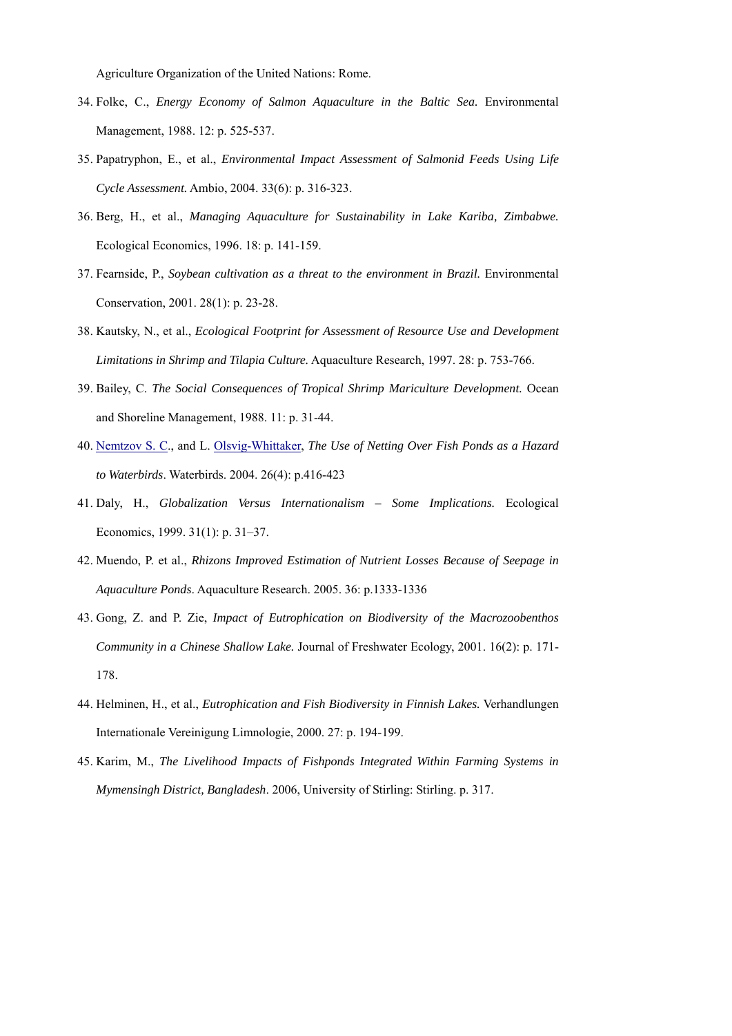Agriculture Organization of the United Nations: Rome.

34. Folke, C., *Energy Economy of Salmon Aquaculture in the Baltic Sea.* Environmental Management, 1988. 12: p. 525-537.
35. Papatryphon, E., et al., *Environmental Impact Assessment of Salmonid Feeds Using Life Cycle Assessment.* Ambio, 2004. 33(6): p. 316-323.
36. Berg, H., et al., *Managing Aquaculture for Sustainability in Lake Kariba, Zimbabwe.* Ecological Economics, 1996. 18: p. 141-159.
37. Fearnside, P., *Soybean cultivation as a threat to the environment in Brazil.* Environmental Conservation, 2001. 28(1): p. 23-28.
38. Kautsky, N., et al., *Ecological Footprint for Assessment of Resource Use and Development Limitations in Shrimp and Tilapia Culture.* Aquaculture Research, 1997. 28: p. 753-766.
39. Bailey, C. *The Social Consequences of Tropical Shrimp Mariculture Development.* Ocean and Shoreline Management, 1988. 11: p. 31-44.
40. Nemtzov S. C., and L. Olsvig-Whittaker, *The Use of Netting Over Fish Ponds as a Hazard to Waterbirds*. Waterbirds. 2004. 26(4): p.416-423
41. Daly, H., *Globalization Versus Internationalism – Some Implications.* Ecological Economics, 1999. 31(1): p. 31–37.
42. Muendo, P. et al., *Rhizons Improved Estimation of Nutrient Losses Because of Seepage in Aquaculture Ponds*. Aquaculture Research. 2005. 36: p.1333-1336
43. Gong, Z. and P. Zie, *Impact of Eutrophication on Biodiversity of the Macrozoobenthos Community in a Chinese Shallow Lake.* Journal of Freshwater Ecology, 2001. 16(2): p. 171-178.
44. Helminen, H., et al., *Eutrophication and Fish Biodiversity in Finnish Lakes.* Verhandlungen Internationale Vereinigung Limnologie, 2000. 27: p. 194-199.
45. Karim, M., *The Livelihood Impacts of Fishponds Integrated Within Farming Systems in Mymensingh District, Bangladesh*. 2006, University of Stirling: Stirling. p. 317.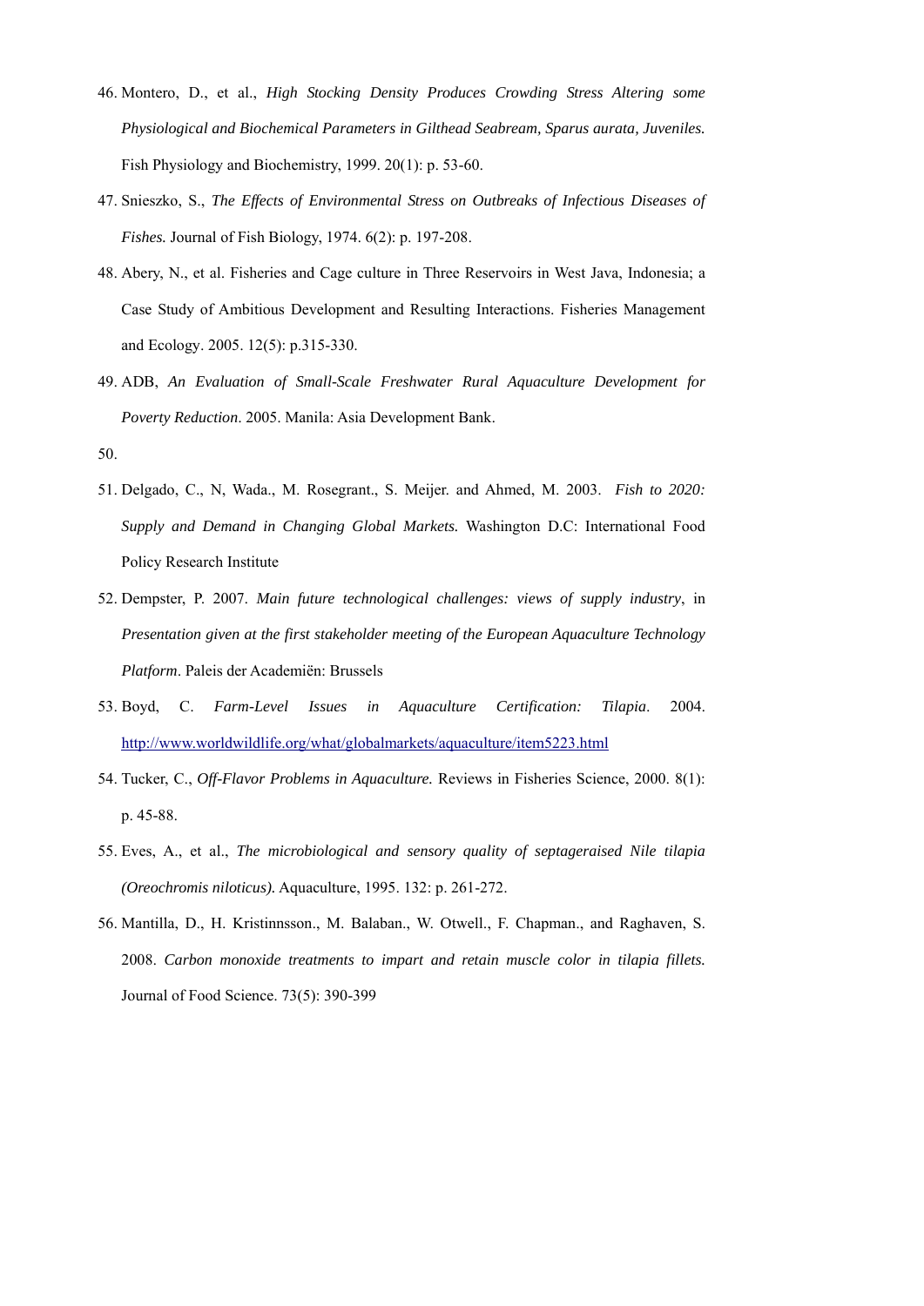46. Montero, D., et al., *High Stocking Density Produces Crowding Stress Altering some Physiological and Biochemical Parameters in Gilthead Seabream, Sparus aurata, Juveniles.* Fish Physiology and Biochemistry, 1999. 20(1): p. 53-60.
47. Snieszko, S., *The Effects of Environmental Stress on Outbreaks of Infectious Diseases of Fishes.* Journal of Fish Biology, 1974. 6(2): p. 197-208.
48. Abery, N., et al. Fisheries and Cage culture in Three Reservoirs in West Java, Indonesia; a Case Study of Ambitious Development and Resulting Interactions. Fisheries Management and Ecology. 2005. 12(5): p.315-330.
49. ADB, *An Evaluation of Small-Scale Freshwater Rural Aquaculture Development for Poverty Reduction*. 2005. Manila: Asia Development Bank.
50. 
51. Delgado, C., N, Wada., M. Rosegrant., S. Meijer. and Ahmed, M. 2003. *Fish to 2020: Supply and Demand in Changing Global Markets.* Washington D.C: International Food Policy Research Institute
52. Dempster, P. 2007. *Main future technological challenges: views of supply industry*, in *Presentation given at the first stakeholder meeting of the European Aquaculture Technology Platform*. Paleis der Academiën: Brussels
53. Boyd, C. *Farm-Level Issues in Aquaculture Certification: Tilapia*. 2004. http://www.worldwildlife.org/what/globalmarkets/aquaculture/item5223.html
54. Tucker, C., *Off-Flavor Problems in Aquaculture.* Reviews in Fisheries Science, 2000. 8(1): p. 45-88.
55. Eves, A., et al., *The microbiological and sensory quality of septageraised Nile tilapia (Oreochromis niloticus).* Aquaculture, 1995. 132: p. 261-272.
56. Mantilla, D., H. Kristinnsson., M. Balaban., W. Otwell., F. Chapman., and Raghaven, S. 2008. *Carbon monoxide treatments to impart and retain muscle color in tilapia fillets.* Journal of Food Science. 73(5): 390-399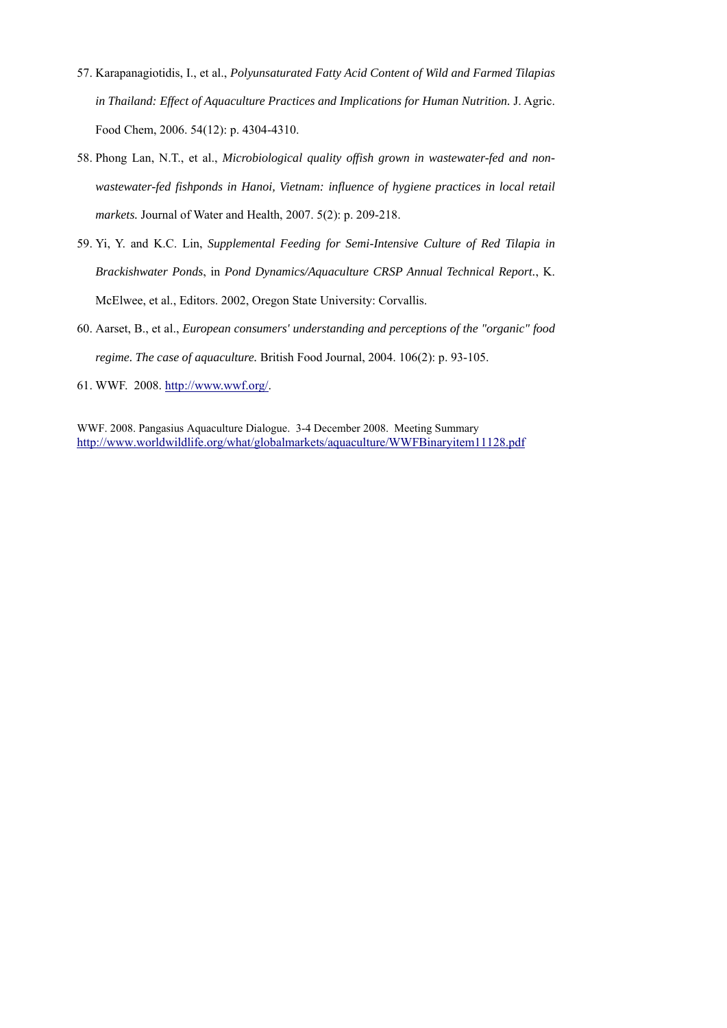57. Karapanagiotidis, I., et al., *Polyunsaturated Fatty Acid Content of Wild and Farmed Tilapias in Thailand: Effect of Aquaculture Practices and Implications for Human Nutrition.* J. Agric. Food Chem, 2006. 54(12): p. 4304-4310.

58. Phong Lan, N.T., et al., *Microbiological quality offish grown in wastewater-fed and non-wastewater-fed fishponds in Hanoi, Vietnam: influence of hygiene practices in local retail markets.* Journal of Water and Health, 2007. 5(2): p. 209-218.

59. Yi, Y. and K.C. Lin, *Supplemental Feeding for Semi-Intensive Culture of Red Tilapia in Brackishwater Ponds*, in *Pond Dynamics/Aquaculture CRSP Annual Technical Report.*, K. McElwee, et al., Editors. 2002, Oregon State University: Corvallis.

60. Aarset, B., et al., *European consumers' understanding and perceptions of the "organic" food regime. The case of aquaculture.* British Food Journal, 2004. 106(2): p. 93-105.

61. WWF. 2008. http://www.wwf.org/.

WWF. 2008. Pangasius Aquaculture Dialogue. 3-4 December 2008. Meeting Summary http://www.worldwildlife.org/what/globalmarkets/aquaculture/WWFBinaryitem11128.pdf